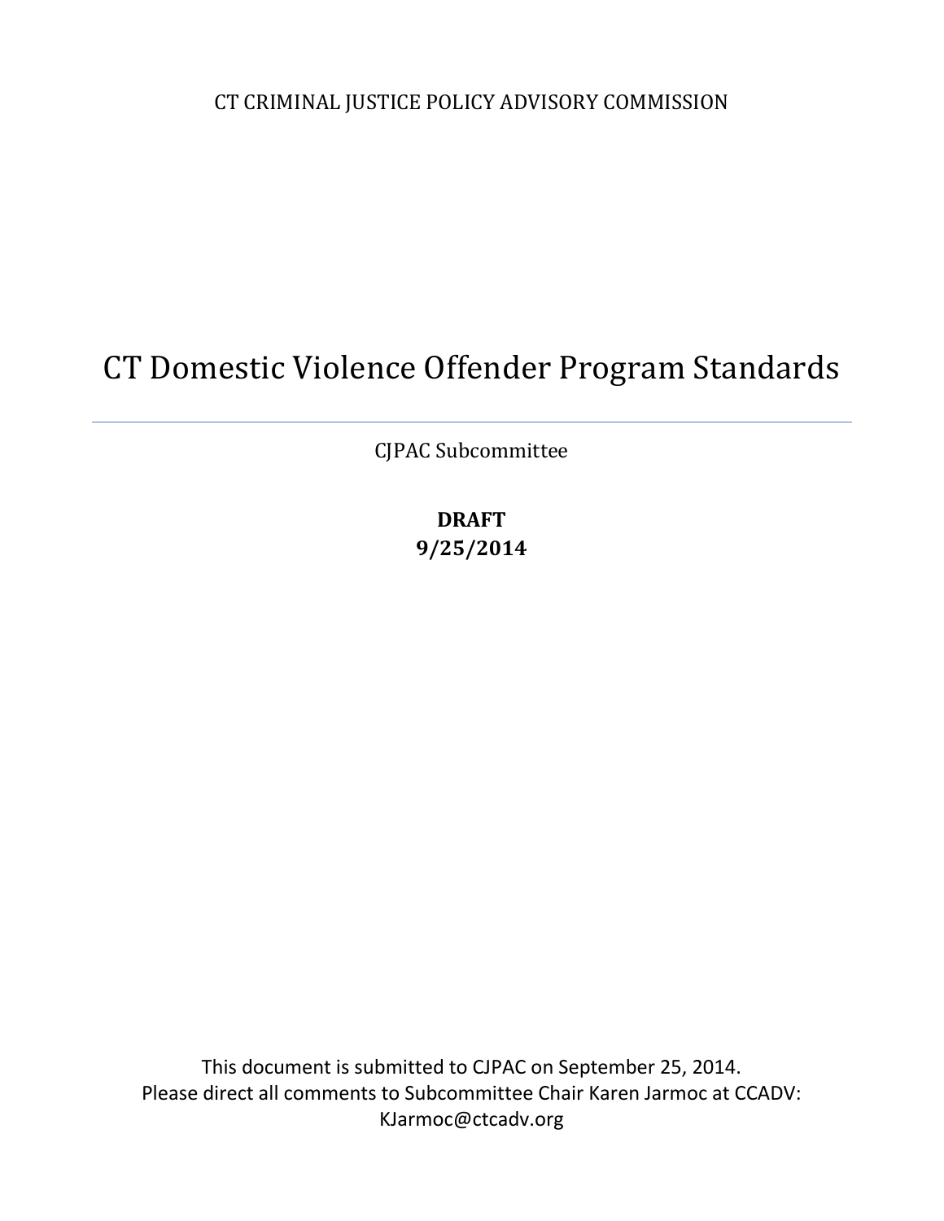CT CRIMINAL JUSTICE POLICY ADVISORY COMMISSION

# CT Domestic Violence Offender Program Standards

CJPAC Subcommittee

**DRAFT**
**9/25/2014**

This document is submitted to CJPAC on September 25, 2014.
Please direct all comments to Subcommittee Chair Karen Jarmoc at CCADV:
KJarmoc@ctcadv.org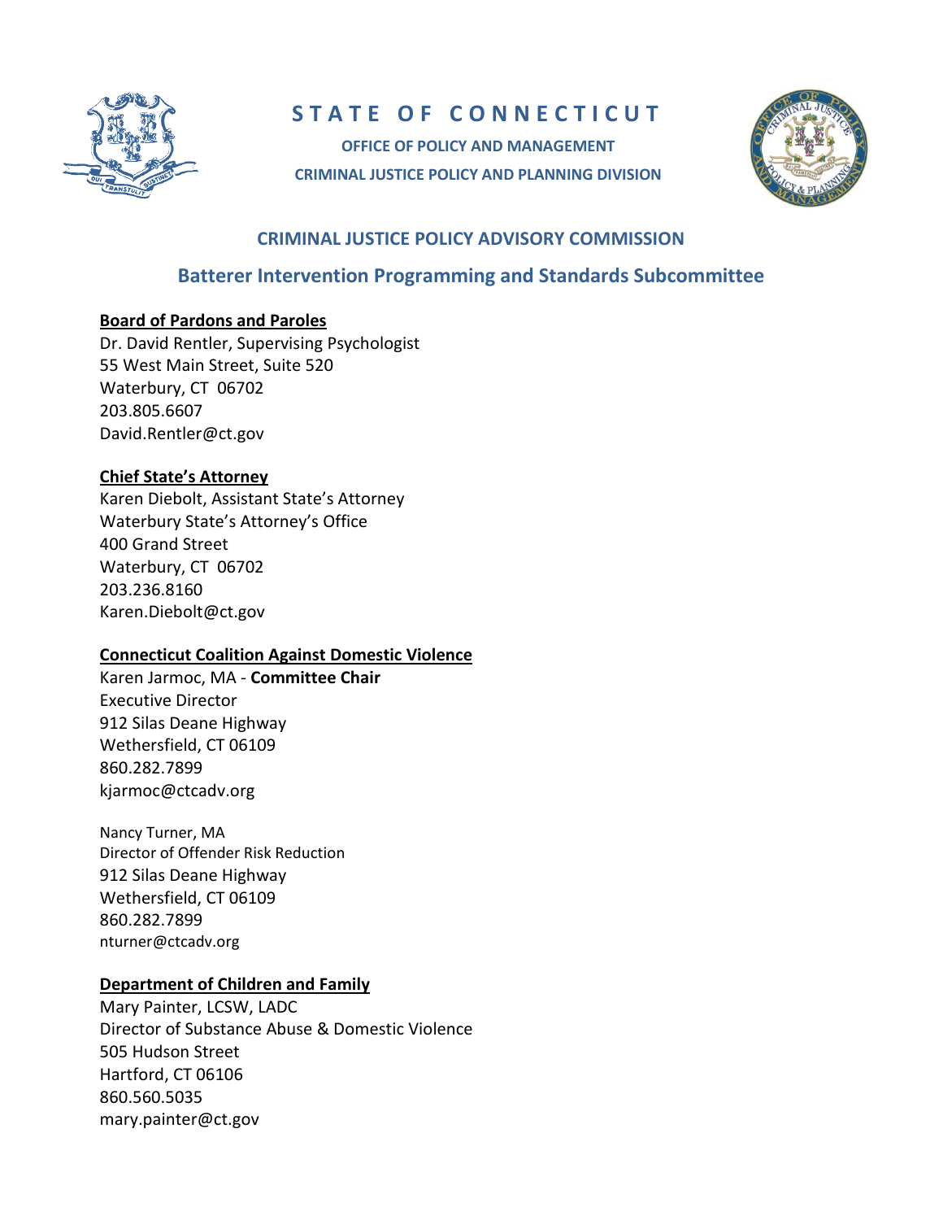# STATE OF CONNECTICUT

**OFFICE OF POLICY AND MANAGEMENT**

**CRIMINAL JUSTICE POLICY AND PLANNING DIVISION**

## CRIMINAL JUSTICE POLICY ADVISORY COMMISSION

## Batterer Intervention Programming and Standards Subcommittee

**Board of Pardons and Paroles**

Dr. David Rentler, Supervising Psychologist
55 West Main Street, Suite 520
Waterbury, CT 06702
203.805.6607
David.Rentler@ct.gov

**Chief State's Attorney**

Karen Diebolt, Assistant State's Attorney
Waterbury State's Attorney's Office
400 Grand Street
Waterbury, CT 06702
203.236.8160
Karen.Diebolt@ct.gov

**Connecticut Coalition Against Domestic Violence**

Karen Jarmoc, MA - **Committee Chair**
Executive Director
912 Silas Deane Highway
Wethersfield, CT 06109
860.282.7899
kjarmoc@ctcadv.org

Nancy Turner, MA
Director of Offender Risk Reduction
912 Silas Deane Highway
Wethersfield, CT 06109
860.282.7899
nturner@ctcadv.org

**Department of Children and Family**

Mary Painter, LCSW, LADC
Director of Substance Abuse & Domestic Violence
505 Hudson Street
Hartford, CT 06106
860.560.5035
mary.painter@ct.gov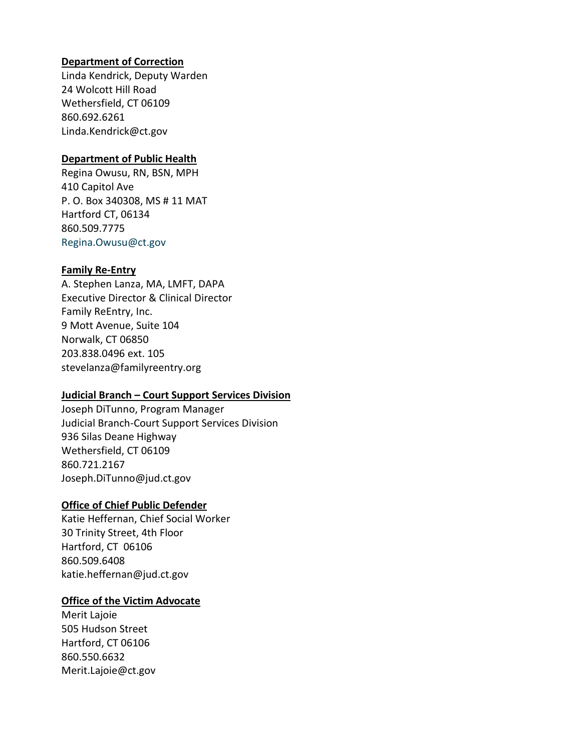**Department of Correction**
Linda Kendrick, Deputy Warden
24 Wolcott Hill Road
Wethersfield, CT 06109
860.692.6261
Linda.Kendrick@ct.gov

**Department of Public Health**
Regina Owusu, RN, BSN, MPH
410 Capitol Ave
P. O. Box 340308, MS # 11 MAT
Hartford CT, 06134
860.509.7775
Regina.Owusu@ct.gov

**Family Re-Entry**
A. Stephen Lanza, MA, LMFT, DAPA
Executive Director & Clinical Director
Family ReEntry, Inc.
9 Mott Avenue, Suite 104
Norwalk, CT 06850
203.838.0496 ext. 105
stevelanza@familyreentry.org

**Judicial Branch – Court Support Services Division**
Joseph DiTunno, Program Manager
Judicial Branch-Court Support Services Division
936 Silas Deane Highway
Wethersfield, CT 06109
860.721.2167
Joseph.DiTunno@jud.ct.gov

**Office of Chief Public Defender**
Katie Heffernan, Chief Social Worker
30 Trinity Street, 4th Floor
Hartford, CT 06106
860.509.6408
katie.heffernan@jud.ct.gov

**Office of the Victim Advocate**
Merit Lajoie
505 Hudson Street
Hartford, CT 06106
860.550.6632
Merit.Lajoie@ct.gov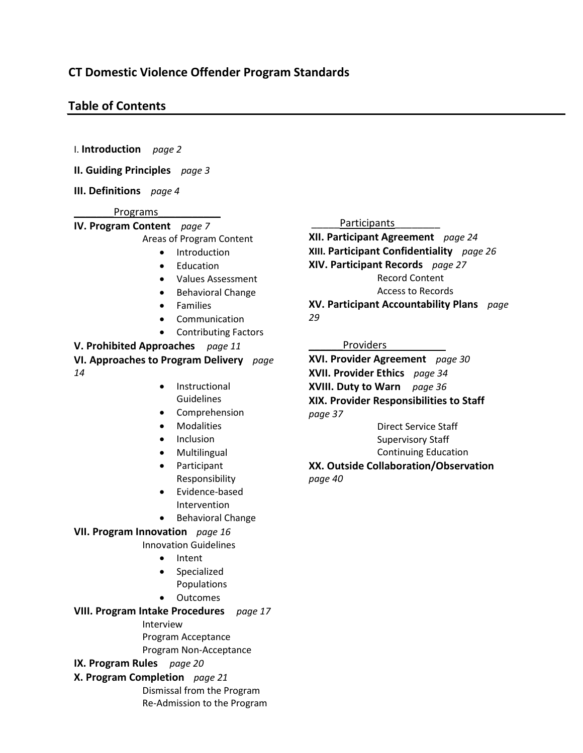# CT Domestic Violence Offender Program Standards

## Table of Contents

I. **Introduction** *page 2*

**II. Guiding Principles** *page 3*

**III. Definitions** *page 4*

### Programs

**IV. Program Content** *page 7*

Areas of Program Content

- Introduction
- Education
- Values Assessment
- Behavioral Change
- Families
- Communication
- Contributing Factors

**V. Prohibited Approaches** *page 11*

**VI. Approaches to Program Delivery** *page 14*

- Instructional Guidelines
- Comprehension
- Modalities
- Inclusion
- Multilingual
- Participant Responsibility
- Evidence-based Intervention
- Behavioral Change

**VII. Program Innovation** *page 16*

Innovation Guidelines

- Intent
- Specialized Populations
- Outcomes

**VIII. Program Intake Procedures** *page 17*

Interview
Program Acceptance
Program Non-Acceptance

**IX. Program Rules** *page 20*

**X. Program Completion** *page 21*

Dismissal from the Program
Re-Admission to the Program

### Participants

**XII. Participant Agreement** *page 24*

**XIII. Participant Confidentiality** *page 26*

**XIV. Participant Records** *page 27*

Record Content
Access to Records

**XV. Participant Accountability Plans** *page 29*

### Providers

**XVI. Provider Agreement** *page 30*

**XVII. Provider Ethics** *page 34*

**XVIII. Duty to Warn** *page 36*

**XIX. Provider Responsibilities to Staff** *page 37*

Direct Service Staff
Supervisory Staff
Continuing Education

**XX. Outside Collaboration/Observation** *page 40*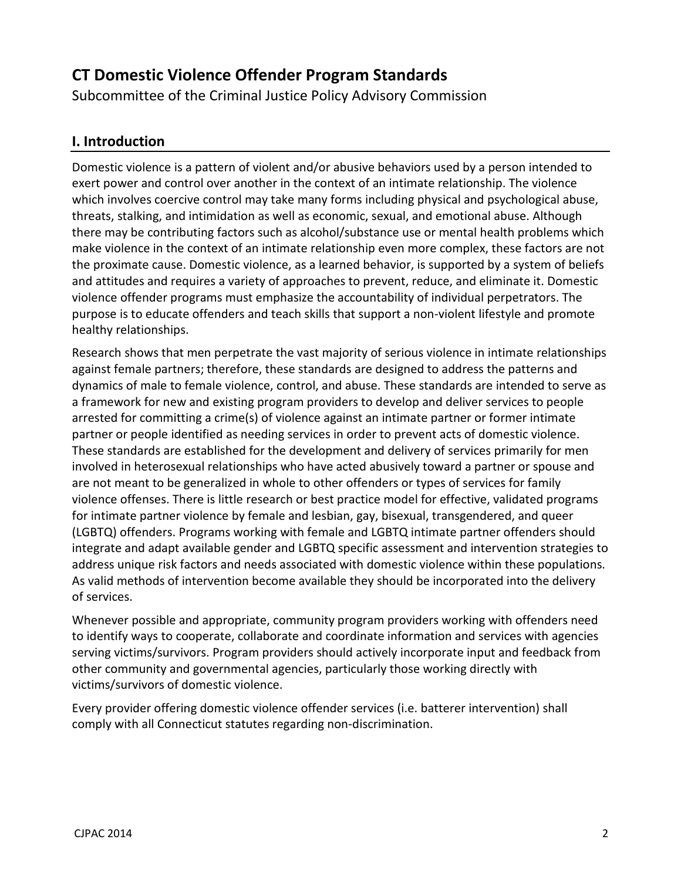# CT Domestic Violence Offender Program Standards

Subcommittee of the Criminal Justice Policy Advisory Commission

## I. Introduction

Domestic violence is a pattern of violent and/or abusive behaviors used by a person intended to exert power and control over another in the context of an intimate relationship. The violence which involves coercive control may take many forms including physical and psychological abuse, threats, stalking, and intimidation as well as economic, sexual, and emotional abuse. Although there may be contributing factors such as alcohol/substance use or mental health problems which make violence in the context of an intimate relationship even more complex, these factors are not the proximate cause. Domestic violence, as a learned behavior, is supported by a system of beliefs and attitudes and requires a variety of approaches to prevent, reduce, and eliminate it. Domestic violence offender programs must emphasize the accountability of individual perpetrators. The purpose is to educate offenders and teach skills that support a non-violent lifestyle and promote healthy relationships.

Research shows that men perpetrate the vast majority of serious violence in intimate relationships against female partners; therefore, these standards are designed to address the patterns and dynamics of male to female violence, control, and abuse. These standards are intended to serve as a framework for new and existing program providers to develop and deliver services to people arrested for committing a crime(s) of violence against an intimate partner or former intimate partner or people identified as needing services in order to prevent acts of domestic violence. These standards are established for the development and delivery of services primarily for men involved in heterosexual relationships who have acted abusively toward a partner or spouse and are not meant to be generalized in whole to other offenders or types of services for family violence offenses. There is little research or best practice model for effective, validated programs for intimate partner violence by female and lesbian, gay, bisexual, transgendered, and queer (LGBTQ) offenders. Programs working with female and LGBTQ intimate partner offenders should integrate and adapt available gender and LGBTQ specific assessment and intervention strategies to address unique risk factors and needs associated with domestic violence within these populations. As valid methods of intervention become available they should be incorporated into the delivery of services.

Whenever possible and appropriate, community program providers working with offenders need to identify ways to cooperate, collaborate and coordinate information and services with agencies serving victims/survivors. Program providers should actively incorporate input and feedback from other community and governmental agencies, particularly those working directly with victims/survivors of domestic violence.

Every provider offering domestic violence offender services (i.e. batterer intervention) shall comply with all Connecticut statutes regarding non-discrimination.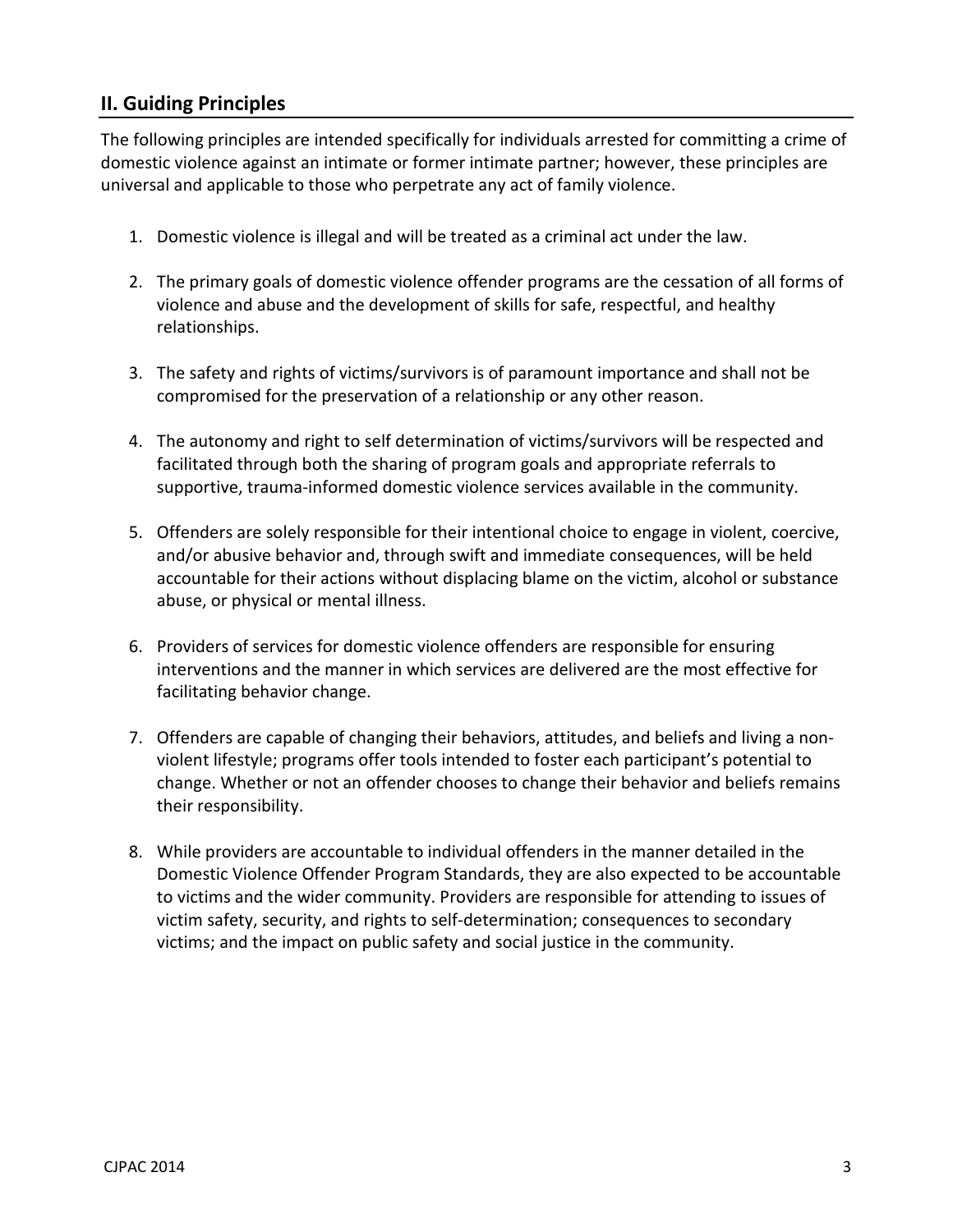## II. Guiding Principles

The following principles are intended specifically for individuals arrested for committing a crime of domestic violence against an intimate or former intimate partner; however, these principles are universal and applicable to those who perpetrate any act of family violence.

1. Domestic violence is illegal and will be treated as a criminal act under the law.

2. The primary goals of domestic violence offender programs are the cessation of all forms of violence and abuse and the development of skills for safe, respectful, and healthy relationships.

3. The safety and rights of victims/survivors is of paramount importance and shall not be compromised for the preservation of a relationship or any other reason.

4. The autonomy and right to self determination of victims/survivors will be respected and facilitated through both the sharing of program goals and appropriate referrals to supportive, trauma-informed domestic violence services available in the community.

5. Offenders are solely responsible for their intentional choice to engage in violent, coercive, and/or abusive behavior and, through swift and immediate consequences, will be held accountable for their actions without displacing blame on the victim, alcohol or substance abuse, or physical or mental illness.

6. Providers of services for domestic violence offenders are responsible for ensuring interventions and the manner in which services are delivered are the most effective for facilitating behavior change.

7. Offenders are capable of changing their behaviors, attitudes, and beliefs and living a non-violent lifestyle; programs offer tools intended to foster each participant's potential to change. Whether or not an offender chooses to change their behavior and beliefs remains their responsibility.

8. While providers are accountable to individual offenders in the manner detailed in the Domestic Violence Offender Program Standards, they are also expected to be accountable to victims and the wider community. Providers are responsible for attending to issues of victim safety, security, and rights to self-determination; consequences to secondary victims; and the impact on public safety and social justice in the community.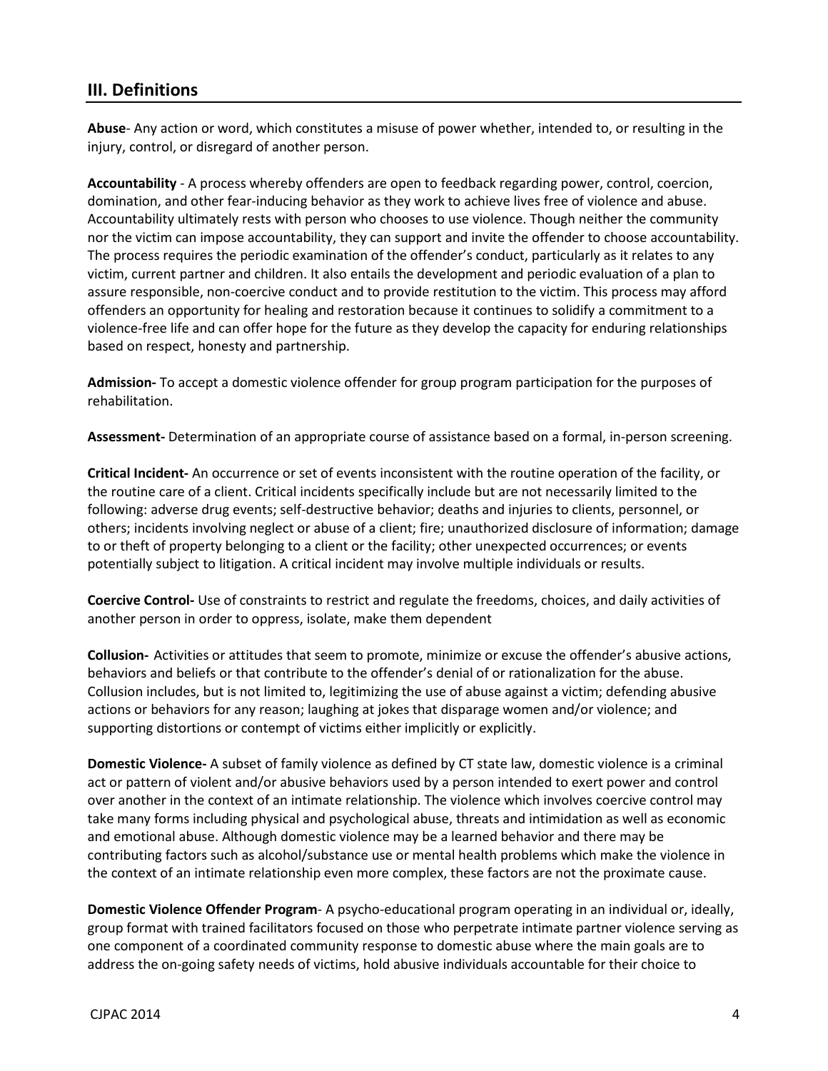## III. Definitions

**Abuse**- Any action or word, which constitutes a misuse of power whether, intended to, or resulting in the injury, control, or disregard of another person.

**Accountability** - A process whereby offenders are open to feedback regarding power, control, coercion, domination, and other fear-inducing behavior as they work to achieve lives free of violence and abuse. Accountability ultimately rests with person who chooses to use violence. Though neither the community nor the victim can impose accountability, they can support and invite the offender to choose accountability. The process requires the periodic examination of the offender's conduct, particularly as it relates to any victim, current partner and children. It also entails the development and periodic evaluation of a plan to assure responsible, non-coercive conduct and to provide restitution to the victim. This process may afford offenders an opportunity for healing and restoration because it continues to solidify a commitment to a violence-free life and can offer hope for the future as they develop the capacity for enduring relationships based on respect, honesty and partnership.

**Admission-** To accept a domestic violence offender for group program participation for the purposes of rehabilitation.

**Assessment-** Determination of an appropriate course of assistance based on a formal, in-person screening.

**Critical Incident-** An occurrence or set of events inconsistent with the routine operation of the facility, or the routine care of a client. Critical incidents specifically include but are not necessarily limited to the following: adverse drug events; self-destructive behavior; deaths and injuries to clients, personnel, or others; incidents involving neglect or abuse of a client; fire; unauthorized disclosure of information; damage to or theft of property belonging to a client or the facility; other unexpected occurrences; or events potentially subject to litigation. A critical incident may involve multiple individuals or results.

**Coercive Control-** Use of constraints to restrict and regulate the freedoms, choices, and daily activities of another person in order to oppress, isolate, make them dependent

**Collusion-** Activities or attitudes that seem to promote, minimize or excuse the offender's abusive actions, behaviors and beliefs or that contribute to the offender's denial of or rationalization for the abuse. Collusion includes, but is not limited to, legitimizing the use of abuse against a victim; defending abusive actions or behaviors for any reason; laughing at jokes that disparage women and/or violence; and supporting distortions or contempt of victims either implicitly or explicitly.

**Domestic Violence-** A subset of family violence as defined by CT state law, domestic violence is a criminal act or pattern of violent and/or abusive behaviors used by a person intended to exert power and control over another in the context of an intimate relationship. The violence which involves coercive control may take many forms including physical and psychological abuse, threats and intimidation as well as economic and emotional abuse. Although domestic violence may be a learned behavior and there may be contributing factors such as alcohol/substance use or mental health problems which make the violence in the context of an intimate relationship even more complex, these factors are not the proximate cause.

**Domestic Violence Offender Program**- A psycho-educational program operating in an individual or, ideally, group format with trained facilitators focused on those who perpetrate intimate partner violence serving as one component of a coordinated community response to domestic abuse where the main goals are to address the on-going safety needs of victims, hold abusive individuals accountable for their choice to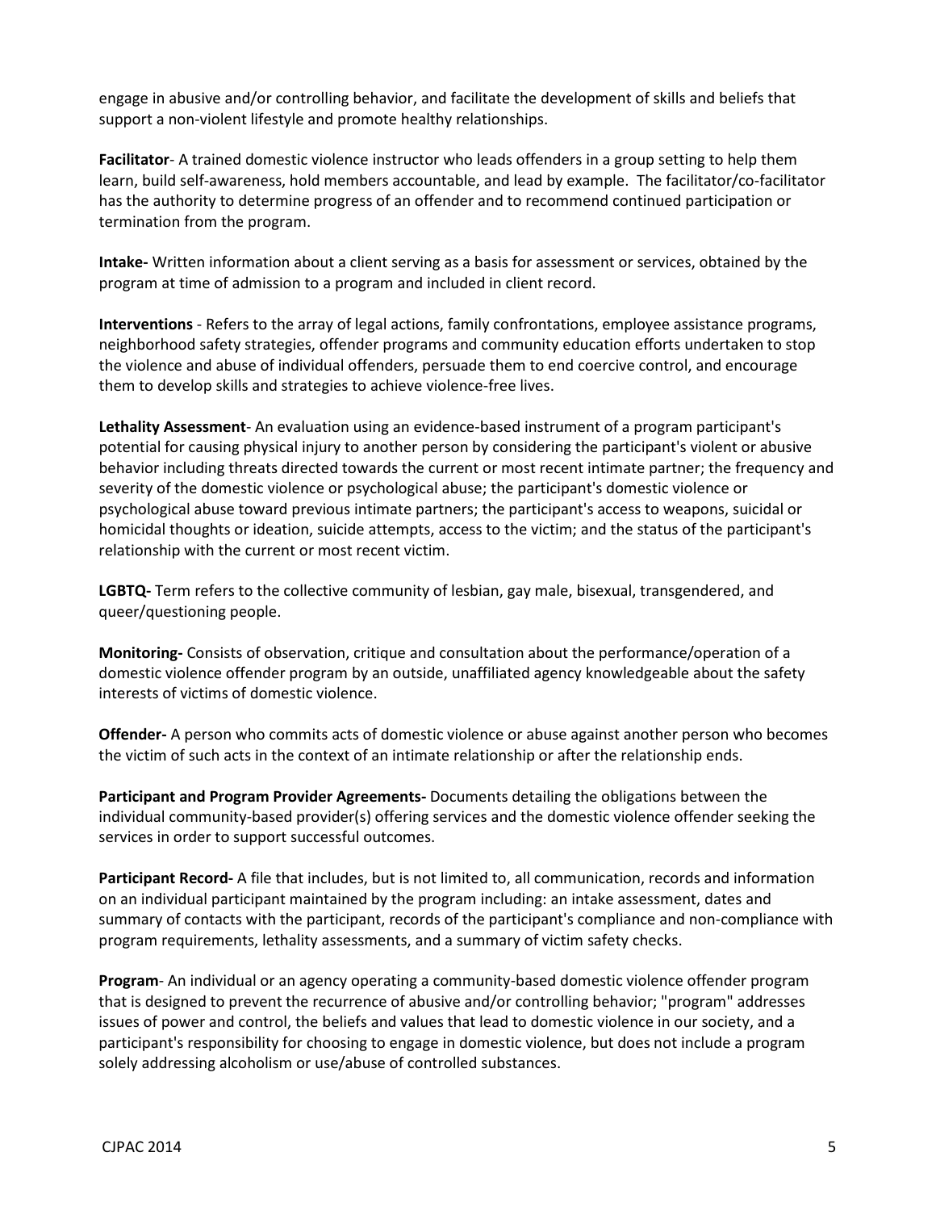engage in abusive and/or controlling behavior, and facilitate the development of skills and beliefs that support a non-violent lifestyle and promote healthy relationships.

**Facilitator**- A trained domestic violence instructor who leads offenders in a group setting to help them learn, build self-awareness, hold members accountable, and lead by example. The facilitator/co-facilitator has the authority to determine progress of an offender and to recommend continued participation or termination from the program.

**Intake-** Written information about a client serving as a basis for assessment or services, obtained by the program at time of admission to a program and included in client record.

**Interventions** - Refers to the array of legal actions, family confrontations, employee assistance programs, neighborhood safety strategies, offender programs and community education efforts undertaken to stop the violence and abuse of individual offenders, persuade them to end coercive control, and encourage them to develop skills and strategies to achieve violence-free lives.

**Lethality Assessment**- An evaluation using an evidence-based instrument of a program participant's potential for causing physical injury to another person by considering the participant's violent or abusive behavior including threats directed towards the current or most recent intimate partner; the frequency and severity of the domestic violence or psychological abuse; the participant's domestic violence or psychological abuse toward previous intimate partners; the participant's access to weapons, suicidal or homicidal thoughts or ideation, suicide attempts, access to the victim; and the status of the participant's relationship with the current or most recent victim.

**LGBTQ-** Term refers to the collective community of lesbian, gay male, bisexual, transgendered, and queer/questioning people.

**Monitoring-** Consists of observation, critique and consultation about the performance/operation of a domestic violence offender program by an outside, unaffiliated agency knowledgeable about the safety interests of victims of domestic violence.

**Offender-** A person who commits acts of domestic violence or abuse against another person who becomes the victim of such acts in the context of an intimate relationship or after the relationship ends.

**Participant and Program Provider Agreements-** Documents detailing the obligations between the individual community-based provider(s) offering services and the domestic violence offender seeking the services in order to support successful outcomes.

**Participant Record-** A file that includes, but is not limited to, all communication, records and information on an individual participant maintained by the program including: an intake assessment, dates and summary of contacts with the participant, records of the participant's compliance and non-compliance with program requirements, lethality assessments, and a summary of victim safety checks.

**Program**- An individual or an agency operating a community-based domestic violence offender program that is designed to prevent the recurrence of abusive and/or controlling behavior; "program" addresses issues of power and control, the beliefs and values that lead to domestic violence in our society, and a participant's responsibility for choosing to engage in domestic violence, but does not include a program solely addressing alcoholism or use/abuse of controlled substances.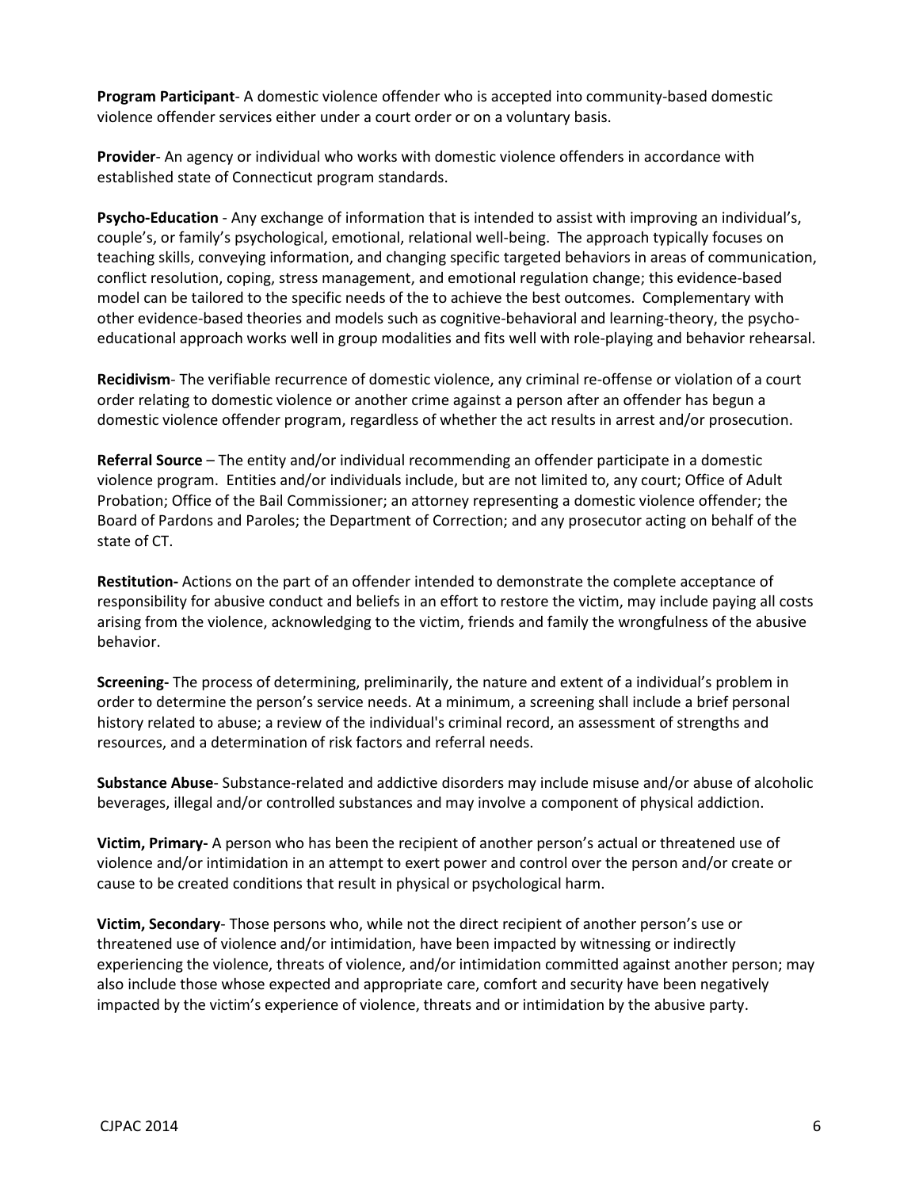**Program Participant**- A domestic violence offender who is accepted into community-based domestic violence offender services either under a court order or on a voluntary basis.

**Provider**- An agency or individual who works with domestic violence offenders in accordance with established state of Connecticut program standards.

**Psycho-Education** - Any exchange of information that is intended to assist with improving an individual's, couple's, or family's psychological, emotional, relational well-being. The approach typically focuses on teaching skills, conveying information, and changing specific targeted behaviors in areas of communication, conflict resolution, coping, stress management, and emotional regulation change; this evidence-based model can be tailored to the specific needs of the to achieve the best outcomes. Complementary with other evidence-based theories and models such as cognitive-behavioral and learning-theory, the psycho-educational approach works well in group modalities and fits well with role-playing and behavior rehearsal.

**Recidivism**- The verifiable recurrence of domestic violence, any criminal re-offense or violation of a court order relating to domestic violence or another crime against a person after an offender has begun a domestic violence offender program, regardless of whether the act results in arrest and/or prosecution.

**Referral Source** – The entity and/or individual recommending an offender participate in a domestic violence program. Entities and/or individuals include, but are not limited to, any court; Office of Adult Probation; Office of the Bail Commissioner; an attorney representing a domestic violence offender; the Board of Pardons and Paroles; the Department of Correction; and any prosecutor acting on behalf of the state of CT.

**Restitution-** Actions on the part of an offender intended to demonstrate the complete acceptance of responsibility for abusive conduct and beliefs in an effort to restore the victim, may include paying all costs arising from the violence, acknowledging to the victim, friends and family the wrongfulness of the abusive behavior.

**Screening-** The process of determining, preliminarily, the nature and extent of a individual's problem in order to determine the person's service needs. At a minimum, a screening shall include a brief personal history related to abuse; a review of the individual's criminal record, an assessment of strengths and resources, and a determination of risk factors and referral needs.

**Substance Abuse**- Substance-related and addictive disorders may include misuse and/or abuse of alcoholic beverages, illegal and/or controlled substances and may involve a component of physical addiction.

**Victim, Primary-** A person who has been the recipient of another person's actual or threatened use of violence and/or intimidation in an attempt to exert power and control over the person and/or create or cause to be created conditions that result in physical or psychological harm.

**Victim, Secondary**- Those persons who, while not the direct recipient of another person's use or threatened use of violence and/or intimidation, have been impacted by witnessing or indirectly experiencing the violence, threats of violence, and/or intimidation committed against another person; may also include those whose expected and appropriate care, comfort and security have been negatively impacted by the victim's experience of violence, threats and or intimidation by the abusive party.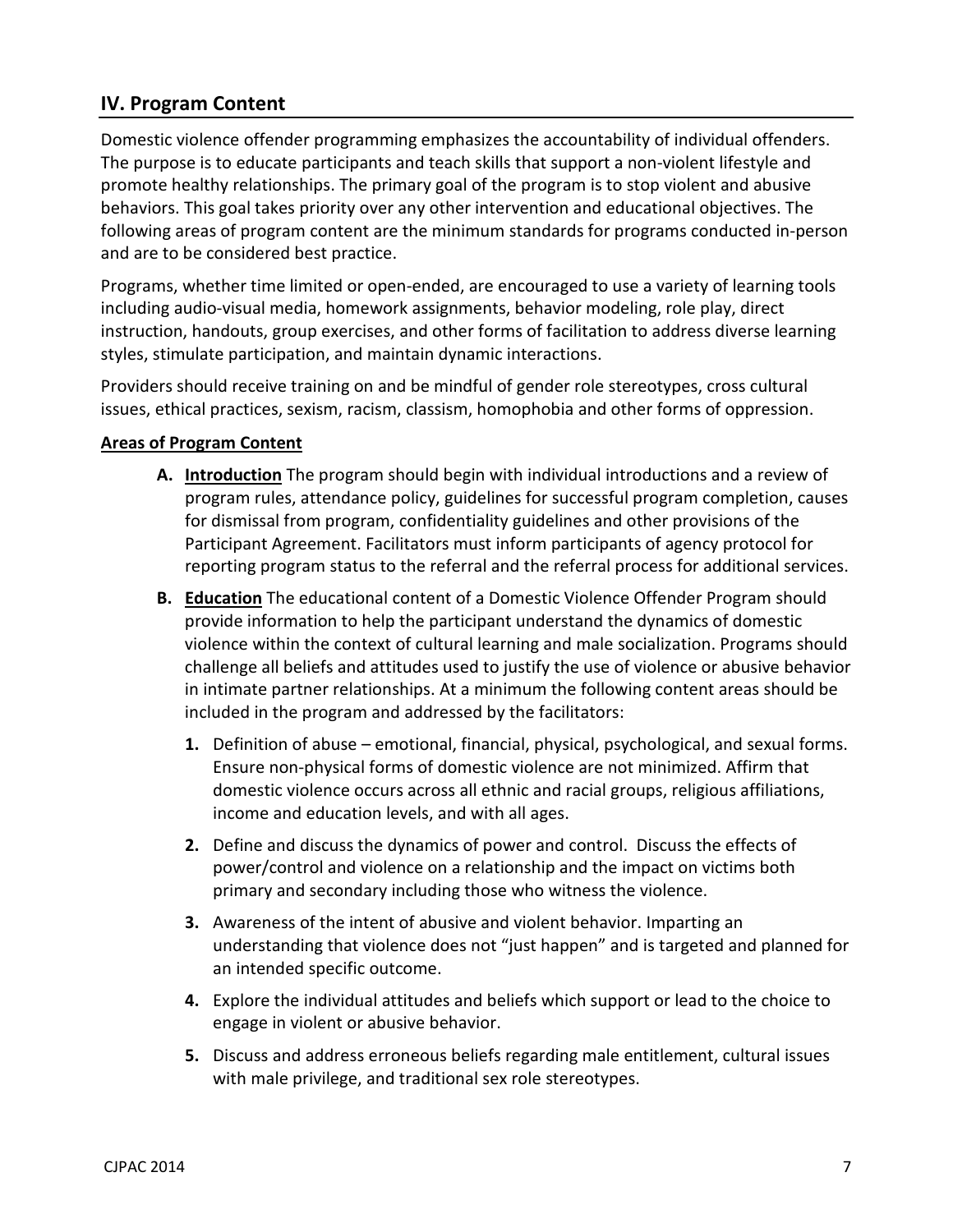## IV. Program Content

Domestic violence offender programming emphasizes the accountability of individual offenders. The purpose is to educate participants and teach skills that support a non-violent lifestyle and promote healthy relationships. The primary goal of the program is to stop violent and abusive behaviors. This goal takes priority over any other intervention and educational objectives. The following areas of program content are the minimum standards for programs conducted in-person and are to be considered best practice.

Programs, whether time limited or open-ended, are encouraged to use a variety of learning tools including audio-visual media, homework assignments, behavior modeling, role play, direct instruction, handouts, group exercises, and other forms of facilitation to address diverse learning styles, stimulate participation, and maintain dynamic interactions.

Providers should receive training on and be mindful of gender role stereotypes, cross cultural issues, ethical practices, sexism, racism, classism, homophobia and other forms of oppression.

**Areas of Program Content**

**A. Introduction** The program should begin with individual introductions and a review of program rules, attendance policy, guidelines for successful program completion, causes for dismissal from program, confidentiality guidelines and other provisions of the Participant Agreement. Facilitators must inform participants of agency protocol for reporting program status to the referral and the referral process for additional services.

**B. Education** The educational content of a Domestic Violence Offender Program should provide information to help the participant understand the dynamics of domestic violence within the context of cultural learning and male socialization. Programs should challenge all beliefs and attitudes used to justify the use of violence or abusive behavior in intimate partner relationships. At a minimum the following content areas should be included in the program and addressed by the facilitators:

1. Definition of abuse – emotional, financial, physical, psychological, and sexual forms. Ensure non-physical forms of domestic violence are not minimized. Affirm that domestic violence occurs across all ethnic and racial groups, religious affiliations, income and education levels, and with all ages.
2. Define and discuss the dynamics of power and control. Discuss the effects of power/control and violence on a relationship and the impact on victims both primary and secondary including those who witness the violence.
3. Awareness of the intent of abusive and violent behavior. Imparting an understanding that violence does not "just happen" and is targeted and planned for an intended specific outcome.
4. Explore the individual attitudes and beliefs which support or lead to the choice to engage in violent or abusive behavior.
5. Discuss and address erroneous beliefs regarding male entitlement, cultural issues with male privilege, and traditional sex role stereotypes.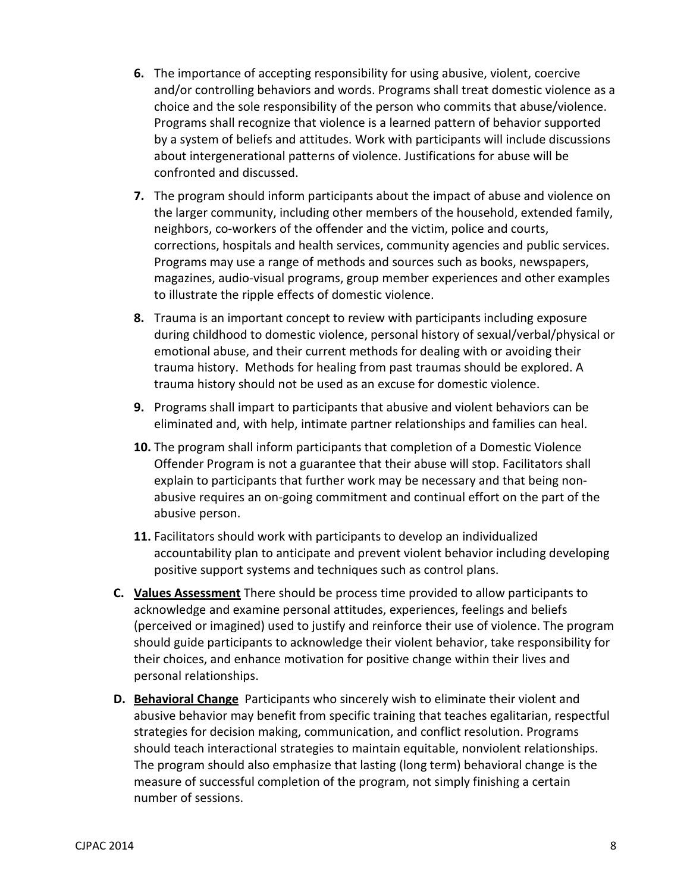6. The importance of accepting responsibility for using abusive, violent, coercive and/or controlling behaviors and words. Programs shall treat domestic violence as a choice and the sole responsibility of the person who commits that abuse/violence. Programs shall recognize that violence is a learned pattern of behavior supported by a system of beliefs and attitudes. Work with participants will include discussions about intergenerational patterns of violence. Justifications for abuse will be confronted and discussed.

7. The program should inform participants about the impact of abuse and violence on the larger community, including other members of the household, extended family, neighbors, co-workers of the offender and the victim, police and courts, corrections, hospitals and health services, community agencies and public services. Programs may use a range of methods and sources such as books, newspapers, magazines, audio-visual programs, group member experiences and other examples to illustrate the ripple effects of domestic violence.

8. Trauma is an important concept to review with participants including exposure during childhood to domestic violence, personal history of sexual/verbal/physical or emotional abuse, and their current methods for dealing with or avoiding their trauma history. Methods for healing from past traumas should be explored. A trauma history should not be used as an excuse for domestic violence.

9. Programs shall impart to participants that abusive and violent behaviors can be eliminated and, with help, intimate partner relationships and families can heal.

10. The program shall inform participants that completion of a Domestic Violence Offender Program is not a guarantee that their abuse will stop. Facilitators shall explain to participants that further work may be necessary and that being non-abusive requires an on-going commitment and continual effort on the part of the abusive person.

11. Facilitators should work with participants to develop an individualized accountability plan to anticipate and prevent violent behavior including developing positive support systems and techniques such as control plans.

**C.** **Values Assessment** There should be process time provided to allow participants to acknowledge and examine personal attitudes, experiences, feelings and beliefs (perceived or imagined) used to justify and reinforce their use of violence. The program should guide participants to acknowledge their violent behavior, take responsibility for their choices, and enhance motivation for positive change within their lives and personal relationships.

**D.** **Behavioral Change** Participants who sincerely wish to eliminate their violent and abusive behavior may benefit from specific training that teaches egalitarian, respectful strategies for decision making, communication, and conflict resolution. Programs should teach interactional strategies to maintain equitable, nonviolent relationships. The program should also emphasize that lasting (long term) behavioral change is the measure of successful completion of the program, not simply finishing a certain number of sessions.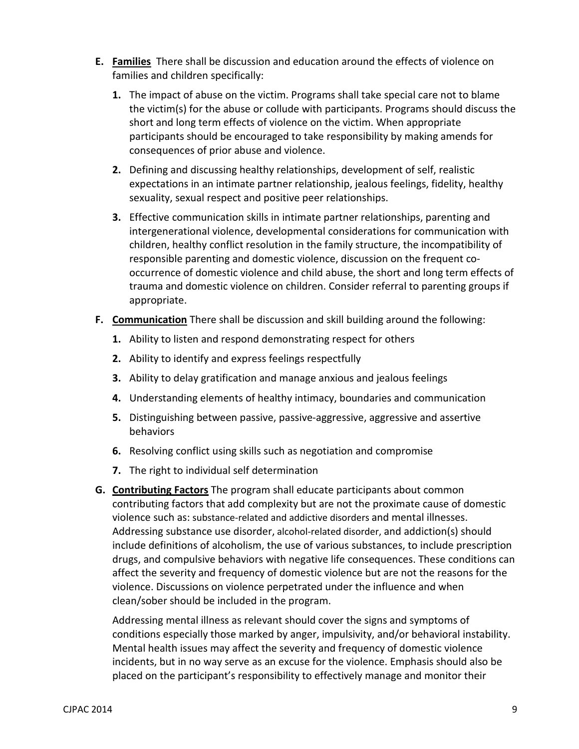**E. Families** There shall be discussion and education around the effects of violence on families and children specifically:

1. The impact of abuse on the victim. Programs shall take special care not to blame the victim(s) for the abuse or collude with participants. Programs should discuss the short and long term effects of violence on the victim. When appropriate participants should be encouraged to take responsibility by making amends for consequences of prior abuse and violence.
2. Defining and discussing healthy relationships, development of self, realistic expectations in an intimate partner relationship, jealous feelings, fidelity, healthy sexuality, sexual respect and positive peer relationships.
3. Effective communication skills in intimate partner relationships, parenting and intergenerational violence, developmental considerations for communication with children, healthy conflict resolution in the family structure, the incompatibility of responsible parenting and domestic violence, discussion on the frequent co-occurrence of domestic violence and child abuse, the short and long term effects of trauma and domestic violence on children. Consider referral to parenting groups if appropriate.

**F. Communication** There shall be discussion and skill building around the following:

1. Ability to listen and respond demonstrating respect for others
2. Ability to identify and express feelings respectfully
3. Ability to delay gratification and manage anxious and jealous feelings
4. Understanding elements of healthy intimacy, boundaries and communication
5. Distinguishing between passive, passive-aggressive, aggressive and assertive behaviors
6. Resolving conflict using skills such as negotiation and compromise
7. The right to individual self determination

**G. Contributing Factors** The program shall educate participants about common contributing factors that add complexity but are not the proximate cause of domestic violence such as: substance-related and addictive disorders and mental illnesses. Addressing substance use disorder, alcohol-related disorder, and addiction(s) should include definitions of alcoholism, the use of various substances, to include prescription drugs, and compulsive behaviors with negative life consequences. These conditions can affect the severity and frequency of domestic violence but are not the reasons for the violence. Discussions on violence perpetrated under the influence and when clean/sober should be included in the program.

Addressing mental illness as relevant should cover the signs and symptoms of conditions especially those marked by anger, impulsivity, and/or behavioral instability. Mental health issues may affect the severity and frequency of domestic violence incidents, but in no way serve as an excuse for the violence. Emphasis should also be placed on the participant's responsibility to effectively manage and monitor their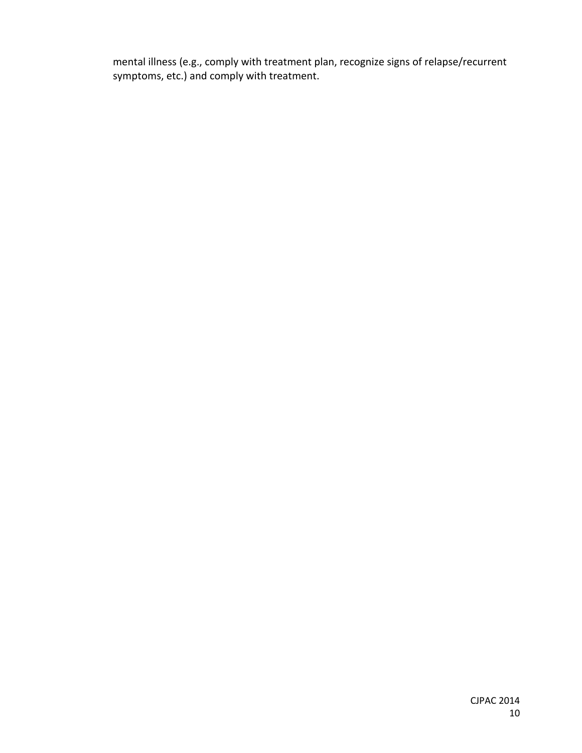mental illness (e.g., comply with treatment plan, recognize signs of relapse/recurrent symptoms, etc.) and comply with treatment.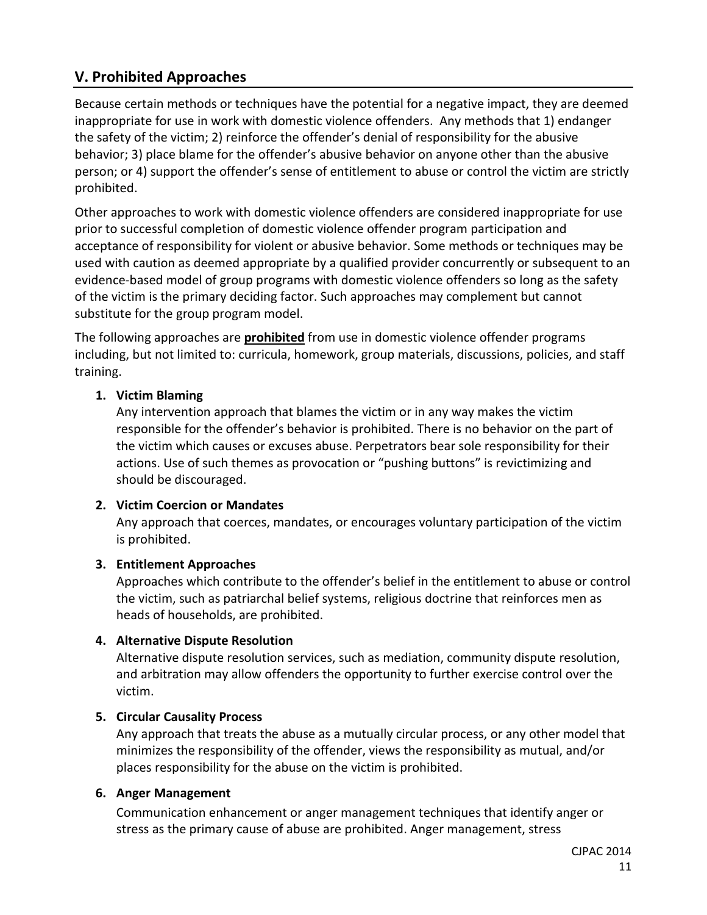## V. Prohibited Approaches

Because certain methods or techniques have the potential for a negative impact, they are deemed inappropriate for use in work with domestic violence offenders. Any methods that 1) endanger the safety of the victim; 2) reinforce the offender's denial of responsibility for the abusive behavior; 3) place blame for the offender's abusive behavior on anyone other than the abusive person; or 4) support the offender's sense of entitlement to abuse or control the victim are strictly prohibited.

Other approaches to work with domestic violence offenders are considered inappropriate for use prior to successful completion of domestic violence offender program participation and acceptance of responsibility for violent or abusive behavior. Some methods or techniques may be used with caution as deemed appropriate by a qualified provider concurrently or subsequent to an evidence-based model of group programs with domestic violence offenders so long as the safety of the victim is the primary deciding factor. Such approaches may complement but cannot substitute for the group program model.

The following approaches are **prohibited** from use in domestic violence offender programs including, but not limited to: curricula, homework, group materials, discussions, policies, and staff training.

1. **Victim Blaming**
   Any intervention approach that blames the victim or in any way makes the victim responsible for the offender's behavior is prohibited. There is no behavior on the part of the victim which causes or excuses abuse. Perpetrators bear sole responsibility for their actions. Use of such themes as provocation or "pushing buttons" is revictimizing and should be discouraged.

2. **Victim Coercion or Mandates**
   Any approach that coerces, mandates, or encourages voluntary participation of the victim is prohibited.

3. **Entitlement Approaches**
   Approaches which contribute to the offender's belief in the entitlement to abuse or control the victim, such as patriarchal belief systems, religious doctrine that reinforces men as heads of households, are prohibited.

4. **Alternative Dispute Resolution**
   Alternative dispute resolution services, such as mediation, community dispute resolution, and arbitration may allow offenders the opportunity to further exercise control over the victim.

5. **Circular Causality Process**
   Any approach that treats the abuse as a mutually circular process, or any other model that minimizes the responsibility of the offender, views the responsibility as mutual, and/or places responsibility for the abuse on the victim is prohibited.

6. **Anger Management**
   Communication enhancement or anger management techniques that identify anger or stress as the primary cause of abuse are prohibited. Anger management, stress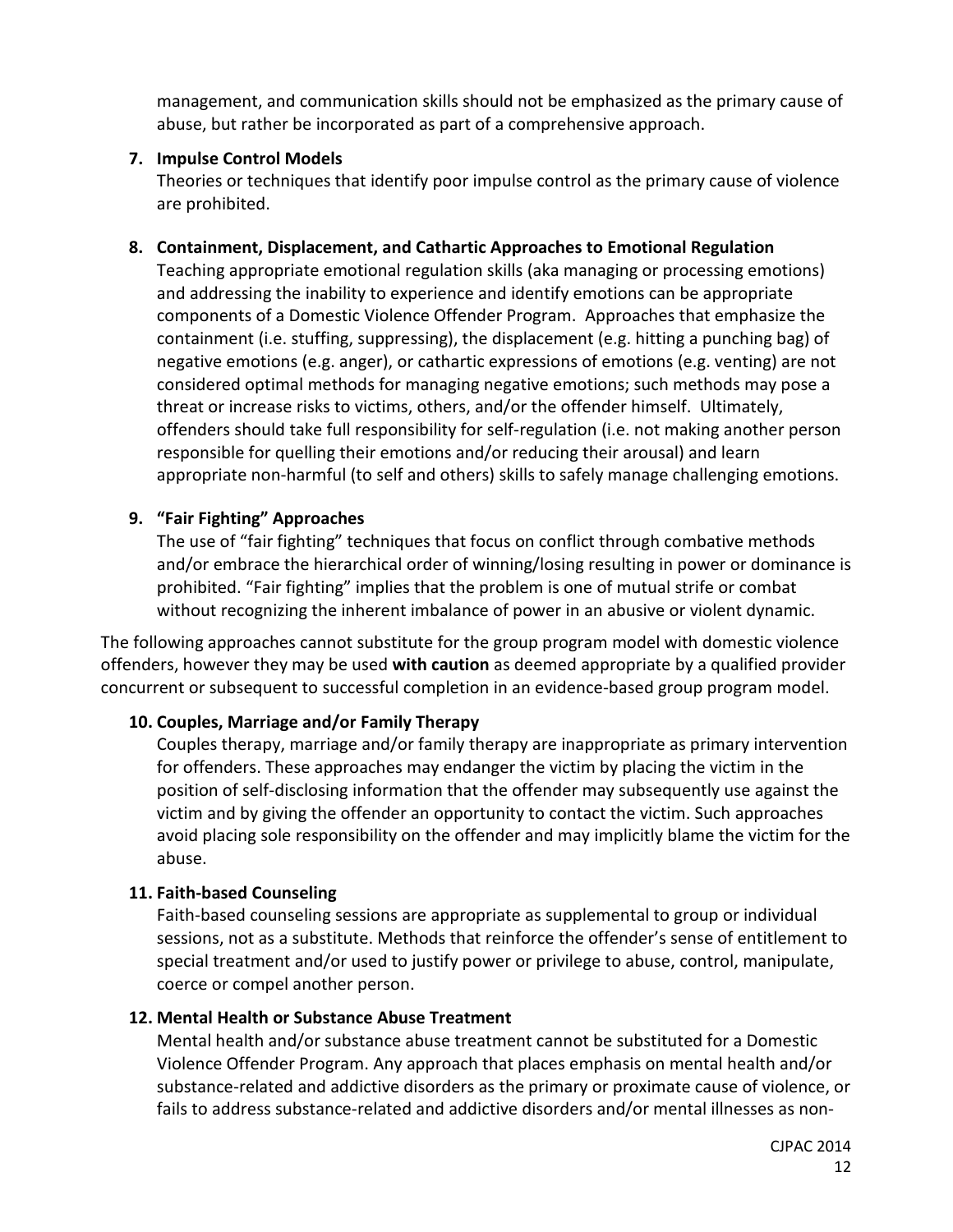management, and communication skills should not be emphasized as the primary cause of abuse, but rather be incorporated as part of a comprehensive approach.

7. **Impulse Control Models**
   Theories or techniques that identify poor impulse control as the primary cause of violence are prohibited.

8. **Containment, Displacement, and Cathartic Approaches to Emotional Regulation**
   Teaching appropriate emotional regulation skills (aka managing or processing emotions) and addressing the inability to experience and identify emotions can be appropriate components of a Domestic Violence Offender Program. Approaches that emphasize the containment (i.e. stuffing, suppressing), the displacement (e.g. hitting a punching bag) of negative emotions (e.g. anger), or cathartic expressions of emotions (e.g. venting) are not considered optimal methods for managing negative emotions; such methods may pose a threat or increase risks to victims, others, and/or the offender himself. Ultimately, offenders should take full responsibility for self-regulation (i.e. not making another person responsible for quelling their emotions and/or reducing their arousal) and learn appropriate non-harmful (to self and others) skills to safely manage challenging emotions.

9. **"Fair Fighting" Approaches**
   The use of "fair fighting" techniques that focus on conflict through combative methods and/or embrace the hierarchical order of winning/losing resulting in power or dominance is prohibited. "Fair fighting" implies that the problem is one of mutual strife or combat without recognizing the inherent imbalance of power in an abusive or violent dynamic.

The following approaches cannot substitute for the group program model with domestic violence offenders, however they may be used **with caution** as deemed appropriate by a qualified provider concurrent or subsequent to successful completion in an evidence-based group program model.

10. **Couples, Marriage and/or Family Therapy**
    Couples therapy, marriage and/or family therapy are inappropriate as primary intervention for offenders. These approaches may endanger the victim by placing the victim in the position of self-disclosing information that the offender may subsequently use against the victim and by giving the offender an opportunity to contact the victim. Such approaches avoid placing sole responsibility on the offender and may implicitly blame the victim for the abuse.

11. **Faith-based Counseling**
    Faith-based counseling sessions are appropriate as supplemental to group or individual sessions, not as a substitute. Methods that reinforce the offender's sense of entitlement to special treatment and/or used to justify power or privilege to abuse, control, manipulate, coerce or compel another person.

12. **Mental Health or Substance Abuse Treatment**
    Mental health and/or substance abuse treatment cannot be substituted for a Domestic Violence Offender Program. Any approach that places emphasis on mental health and/or substance-related and addictive disorders as the primary or proximate cause of violence, or fails to address substance-related and addictive disorders and/or mental illnesses as non-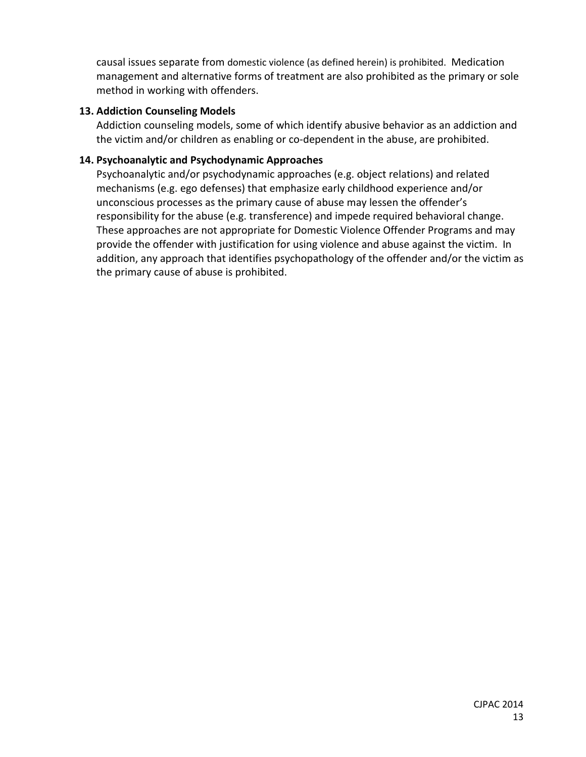causal issues separate from domestic violence (as defined herein) is prohibited. Medication management and alternative forms of treatment are also prohibited as the primary or sole method in working with offenders.

**13. Addiction Counseling Models**

Addiction counseling models, some of which identify abusive behavior as an addiction and the victim and/or children as enabling or co-dependent in the abuse, are prohibited.

**14. Psychoanalytic and Psychodynamic Approaches**

Psychoanalytic and/or psychodynamic approaches (e.g. object relations) and related mechanisms (e.g. ego defenses) that emphasize early childhood experience and/or unconscious processes as the primary cause of abuse may lessen the offender's responsibility for the abuse (e.g. transference) and impede required behavioral change. These approaches are not appropriate for Domestic Violence Offender Programs and may provide the offender with justification for using violence and abuse against the victim. In addition, any approach that identifies psychopathology of the offender and/or the victim as the primary cause of abuse is prohibited.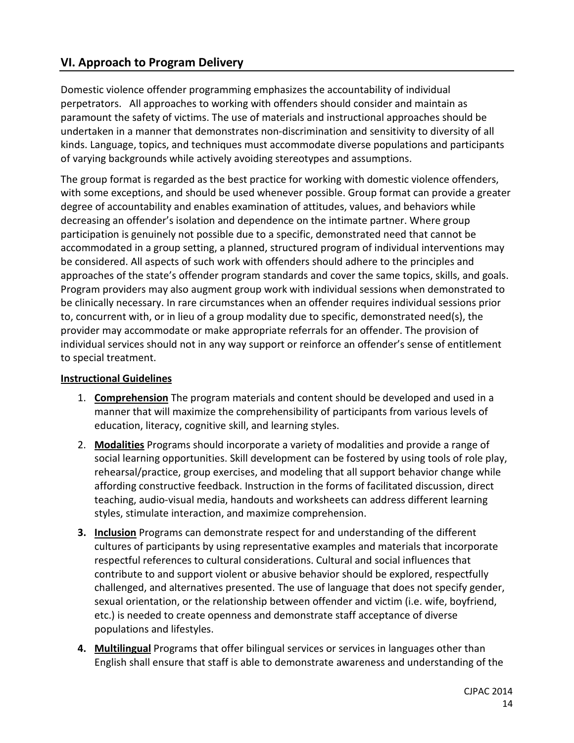## VI. Approach to Program Delivery

Domestic violence offender programming emphasizes the accountability of individual perpetrators. All approaches to working with offenders should consider and maintain as paramount the safety of victims. The use of materials and instructional approaches should be undertaken in a manner that demonstrates non-discrimination and sensitivity to diversity of all kinds. Language, topics, and techniques must accommodate diverse populations and participants of varying backgrounds while actively avoiding stereotypes and assumptions.

The group format is regarded as the best practice for working with domestic violence offenders, with some exceptions, and should be used whenever possible. Group format can provide a greater degree of accountability and enables examination of attitudes, values, and behaviors while decreasing an offender's isolation and dependence on the intimate partner. Where group participation is genuinely not possible due to a specific, demonstrated need that cannot be accommodated in a group setting, a planned, structured program of individual interventions may be considered. All aspects of such work with offenders should adhere to the principles and approaches of the state's offender program standards and cover the same topics, skills, and goals. Program providers may also augment group work with individual sessions when demonstrated to be clinically necessary. In rare circumstances when an offender requires individual sessions prior to, concurrent with, or in lieu of a group modality due to specific, demonstrated need(s), the provider may accommodate or make appropriate referrals for an offender. The provision of individual services should not in any way support or reinforce an offender's sense of entitlement to special treatment.

**Instructional Guidelines**

1. **Comprehension** The program materials and content should be developed and used in a manner that will maximize the comprehensibility of participants from various levels of education, literacy, cognitive skill, and learning styles.
2. **Modalities** Programs should incorporate a variety of modalities and provide a range of social learning opportunities. Skill development can be fostered by using tools of role play, rehearsal/practice, group exercises, and modeling that all support behavior change while affording constructive feedback. Instruction in the forms of facilitated discussion, direct teaching, audio-visual media, handouts and worksheets can address different learning styles, stimulate interaction, and maximize comprehension.
3. **Inclusion** Programs can demonstrate respect for and understanding of the different cultures of participants by using representative examples and materials that incorporate respectful references to cultural considerations. Cultural and social influences that contribute to and support violent or abusive behavior should be explored, respectfully challenged, and alternatives presented. The use of language that does not specify gender, sexual orientation, or the relationship between offender and victim (i.e. wife, boyfriend, etc.) is needed to create openness and demonstrate staff acceptance of diverse populations and lifestyles.
4. **Multilingual** Programs that offer bilingual services or services in languages other than English shall ensure that staff is able to demonstrate awareness and understanding of the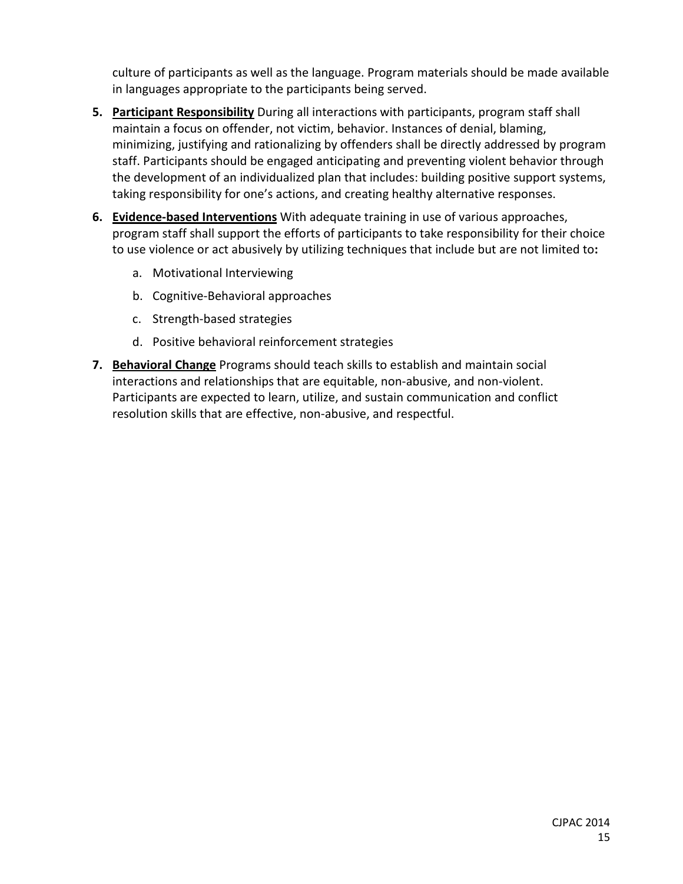culture of participants as well as the language. Program materials should be made available in languages appropriate to the participants being served.

5. **Participant Responsibility** During all interactions with participants, program staff shall maintain a focus on offender, not victim, behavior. Instances of denial, blaming, minimizing, justifying and rationalizing by offenders shall be directly addressed by program staff. Participants should be engaged anticipating and preventing violent behavior through the development of an individualized plan that includes: building positive support systems, taking responsibility for one's actions, and creating healthy alternative responses.

6. **Evidence-based Interventions** With adequate training in use of various approaches, program staff shall support the efforts of participants to take responsibility for their choice to use violence or act abusively by utilizing techniques that include but are not limited to**:**

   a. Motivational Interviewing

   b. Cognitive-Behavioral approaches

   c. Strength-based strategies

   d. Positive behavioral reinforcement strategies

7. **Behavioral Change** Programs should teach skills to establish and maintain social interactions and relationships that are equitable, non-abusive, and non-violent. Participants are expected to learn, utilize, and sustain communication and conflict resolution skills that are effective, non-abusive, and respectful.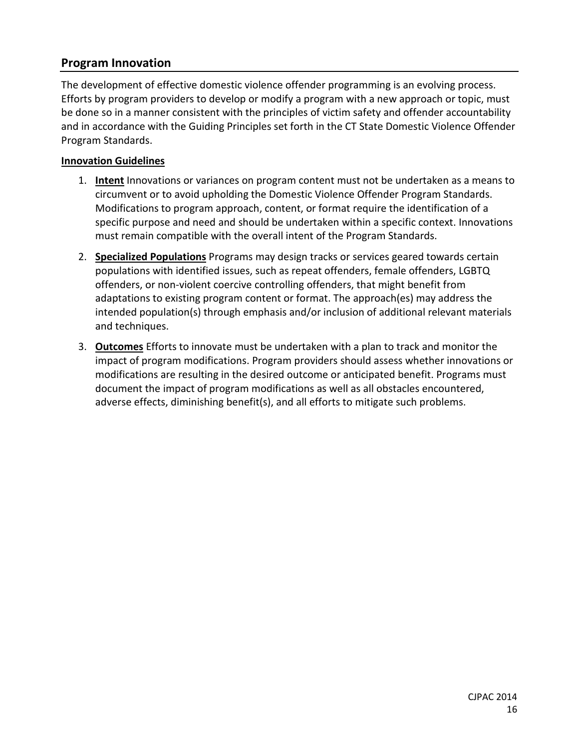## Program Innovation

The development of effective domestic violence offender programming is an evolving process. Efforts by program providers to develop or modify a program with a new approach or topic, must be done so in a manner consistent with the principles of victim safety and offender accountability and in accordance with the Guiding Principles set forth in the CT State Domestic Violence Offender Program Standards.

**Innovation Guidelines**

1. **Intent** Innovations or variances on program content must not be undertaken as a means to circumvent or to avoid upholding the Domestic Violence Offender Program Standards. Modifications to program approach, content, or format require the identification of a specific purpose and need and should be undertaken within a specific context. Innovations must remain compatible with the overall intent of the Program Standards.
2. **Specialized Populations** Programs may design tracks or services geared towards certain populations with identified issues, such as repeat offenders, female offenders, LGBTQ offenders, or non-violent coercive controlling offenders, that might benefit from adaptations to existing program content or format. The approach(es) may address the intended population(s) through emphasis and/or inclusion of additional relevant materials and techniques.
3. **Outcomes** Efforts to innovate must be undertaken with a plan to track and monitor the impact of program modifications. Program providers should assess whether innovations or modifications are resulting in the desired outcome or anticipated benefit. Programs must document the impact of program modifications as well as all obstacles encountered, adverse effects, diminishing benefit(s), and all efforts to mitigate such problems.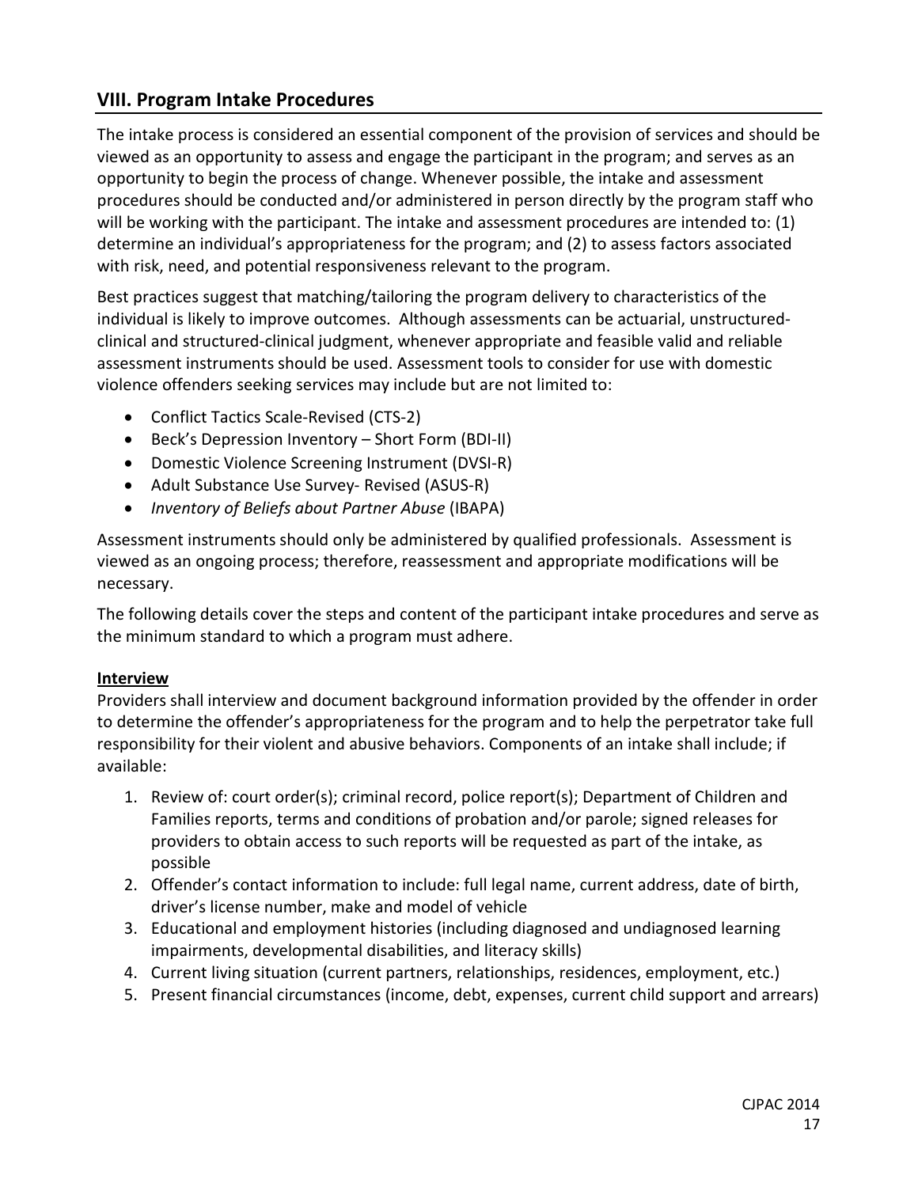## VIII. Program Intake Procedures

The intake process is considered an essential component of the provision of services and should be viewed as an opportunity to assess and engage the participant in the program; and serves as an opportunity to begin the process of change. Whenever possible, the intake and assessment procedures should be conducted and/or administered in person directly by the program staff who will be working with the participant. The intake and assessment procedures are intended to: (1) determine an individual's appropriateness for the program; and (2) to assess factors associated with risk, need, and potential responsiveness relevant to the program.

Best practices suggest that matching/tailoring the program delivery to characteristics of the individual is likely to improve outcomes. Although assessments can be actuarial, unstructured-clinical and structured-clinical judgment, whenever appropriate and feasible valid and reliable assessment instruments should be used. Assessment tools to consider for use with domestic violence offenders seeking services may include but are not limited to:

- Conflict Tactics Scale-Revised (CTS-2)
- Beck's Depression Inventory – Short Form (BDI-II)
- Domestic Violence Screening Instrument (DVSI-R)
- Adult Substance Use Survey- Revised (ASUS-R)
- *Inventory of Beliefs about Partner Abuse* (IBAPA)

Assessment instruments should only be administered by qualified professionals. Assessment is viewed as an ongoing process; therefore, reassessment and appropriate modifications will be necessary.

The following details cover the steps and content of the participant intake procedures and serve as the minimum standard to which a program must adhere.

**Interview**

Providers shall interview and document background information provided by the offender in order to determine the offender's appropriateness for the program and to help the perpetrator take full responsibility for their violent and abusive behaviors. Components of an intake shall include; if available:

1. Review of: court order(s); criminal record, police report(s); Department of Children and Families reports, terms and conditions of probation and/or parole; signed releases for providers to obtain access to such reports will be requested as part of the intake, as possible
2. Offender's contact information to include: full legal name, current address, date of birth, driver's license number, make and model of vehicle
3. Educational and employment histories (including diagnosed and undiagnosed learning impairments, developmental disabilities, and literacy skills)
4. Current living situation (current partners, relationships, residences, employment, etc.)
5. Present financial circumstances (income, debt, expenses, current child support and arrears)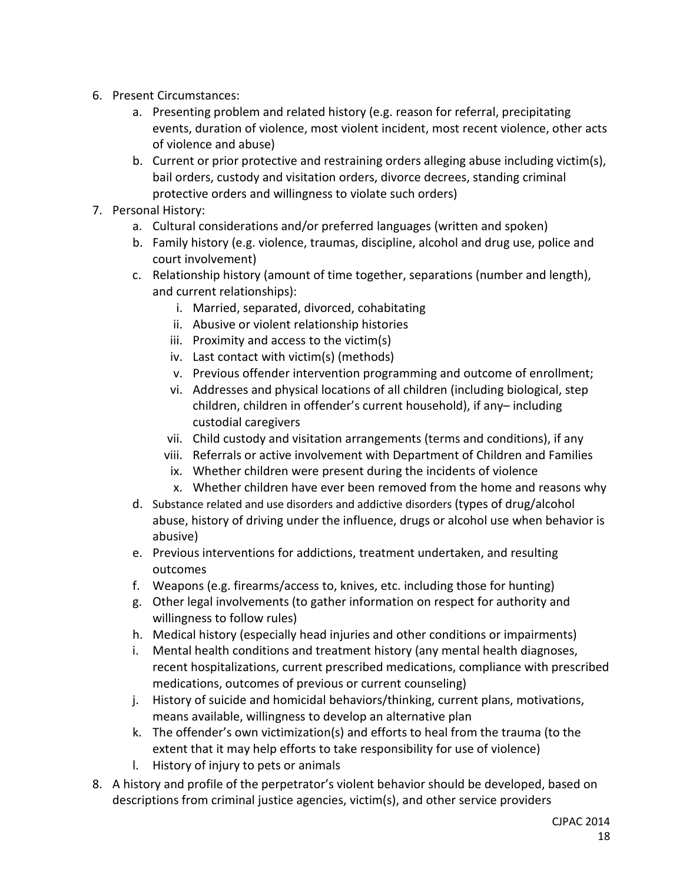6. Present Circumstances:
    a. Presenting problem and related history (e.g. reason for referral, precipitating events, duration of violence, most violent incident, most recent violence, other acts of violence and abuse)
    b. Current or prior protective and restraining orders alleging abuse including victim(s), bail orders, custody and visitation orders, divorce decrees, standing criminal protective orders and willingness to violate such orders)
7. Personal History:
    a. Cultural considerations and/or preferred languages (written and spoken)
    b. Family history (e.g. violence, traumas, discipline, alcohol and drug use, police and court involvement)
    c. Relationship history (amount of time together, separations (number and length), and current relationships):
        i. Married, separated, divorced, cohabitating
        ii. Abusive or violent relationship histories
        iii. Proximity and access to the victim(s)
        iv. Last contact with victim(s) (methods)
        v. Previous offender intervention programming and outcome of enrollment;
        vi. Addresses and physical locations of all children (including biological, step children, children in offender's current household), if any– including custodial caregivers
        vii. Child custody and visitation arrangements (terms and conditions), if any
        viii. Referrals or active involvement with Department of Children and Families
        ix. Whether children were present during the incidents of violence
        x. Whether children have ever been removed from the home and reasons why
    d. Substance related and use disorders and addictive disorders (types of drug/alcohol abuse, history of driving under the influence, drugs or alcohol use when behavior is abusive)
    e. Previous interventions for addictions, treatment undertaken, and resulting outcomes
    f. Weapons (e.g. firearms/access to, knives, etc. including those for hunting)
    g. Other legal involvements (to gather information on respect for authority and willingness to follow rules)
    h. Medical history (especially head injuries and other conditions or impairments)
    i. Mental health conditions and treatment history (any mental health diagnoses, recent hospitalizations, current prescribed medications, compliance with prescribed medications, outcomes of previous or current counseling)
    j. History of suicide and homicidal behaviors/thinking, current plans, motivations, means available, willingness to develop an alternative plan
    k. The offender's own victimization(s) and efforts to heal from the trauma (to the extent that it may help efforts to take responsibility for use of violence)
    l. History of injury to pets or animals
8. A history and profile of the perpetrator's violent behavior should be developed, based on descriptions from criminal justice agencies, victim(s), and other service providers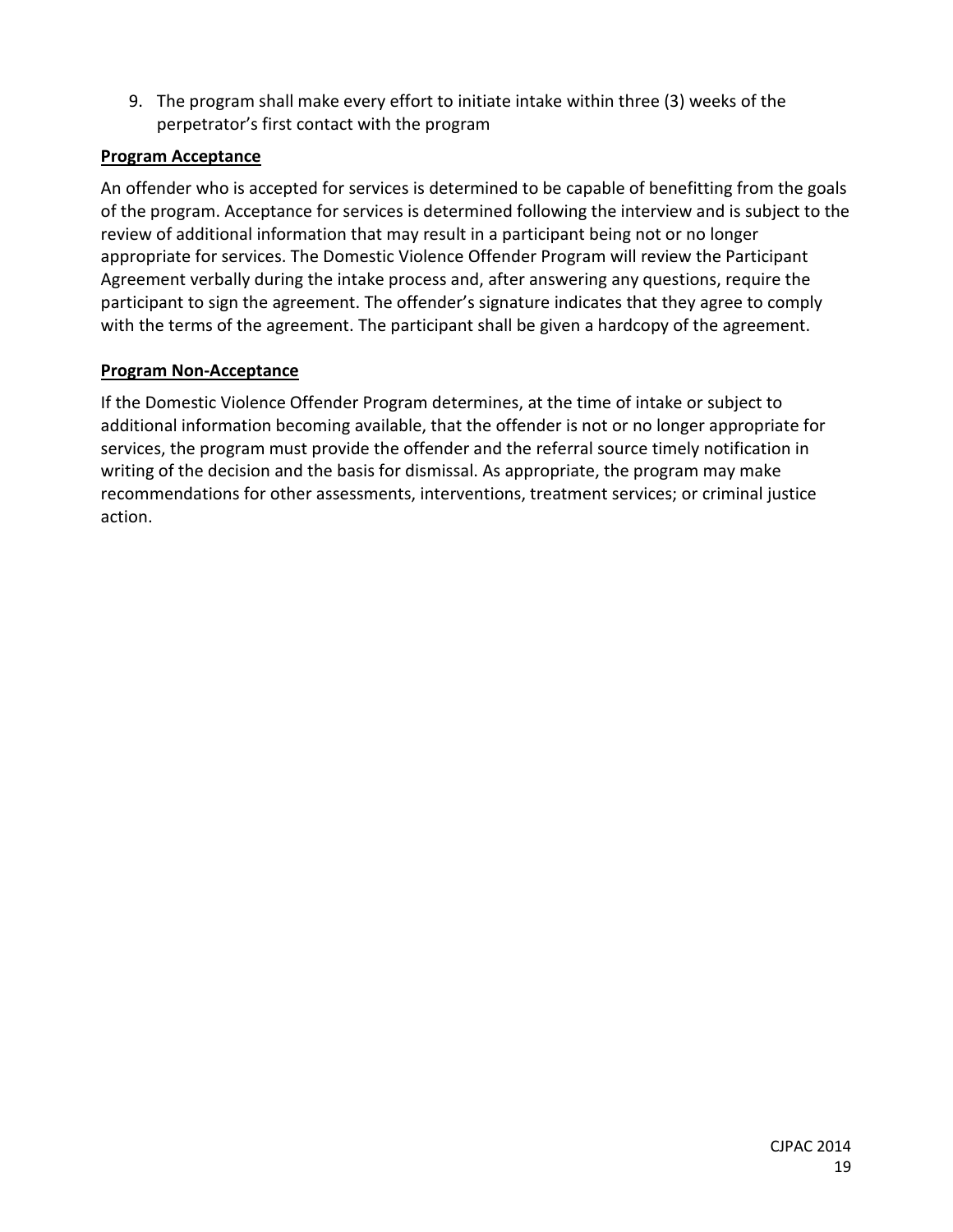9. The program shall make every effort to initiate intake within three (3) weeks of the perpetrator's first contact with the program

**Program Acceptance**

An offender who is accepted for services is determined to be capable of benefitting from the goals of the program. Acceptance for services is determined following the interview and is subject to the review of additional information that may result in a participant being not or no longer appropriate for services. The Domestic Violence Offender Program will review the Participant Agreement verbally during the intake process and, after answering any questions, require the participant to sign the agreement. The offender's signature indicates that they agree to comply with the terms of the agreement. The participant shall be given a hardcopy of the agreement.

**Program Non-Acceptance**

If the Domestic Violence Offender Program determines, at the time of intake or subject to additional information becoming available, that the offender is not or no longer appropriate for services, the program must provide the offender and the referral source timely notification in writing of the decision and the basis for dismissal. As appropriate, the program may make recommendations for other assessments, interventions, treatment services; or criminal justice action.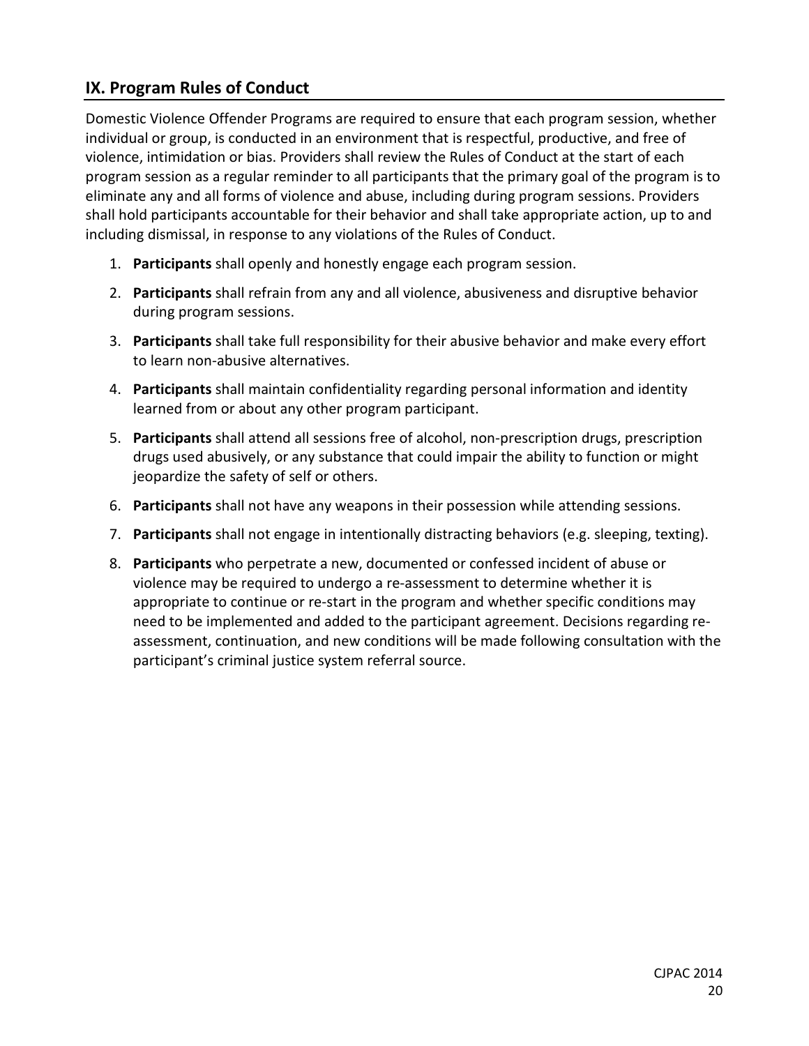## IX. Program Rules of Conduct

Domestic Violence Offender Programs are required to ensure that each program session, whether individual or group, is conducted in an environment that is respectful, productive, and free of violence, intimidation or bias. Providers shall review the Rules of Conduct at the start of each program session as a regular reminder to all participants that the primary goal of the program is to eliminate any and all forms of violence and abuse, including during program sessions. Providers shall hold participants accountable for their behavior and shall take appropriate action, up to and including dismissal, in response to any violations of the Rules of Conduct.

1. **Participants** shall openly and honestly engage each program session.
2. **Participants** shall refrain from any and all violence, abusiveness and disruptive behavior during program sessions.
3. **Participants** shall take full responsibility for their abusive behavior and make every effort to learn non-abusive alternatives.
4. **Participants** shall maintain confidentiality regarding personal information and identity learned from or about any other program participant.
5. **Participants** shall attend all sessions free of alcohol, non-prescription drugs, prescription drugs used abusively, or any substance that could impair the ability to function or might jeopardize the safety of self or others.
6. **Participants** shall not have any weapons in their possession while attending sessions.
7. **Participants** shall not engage in intentionally distracting behaviors (e.g. sleeping, texting).
8. **Participants** who perpetrate a new, documented or confessed incident of abuse or violence may be required to undergo a re-assessment to determine whether it is appropriate to continue or re-start in the program and whether specific conditions may need to be implemented and added to the participant agreement. Decisions regarding re-assessment, continuation, and new conditions will be made following consultation with the participant's criminal justice system referral source.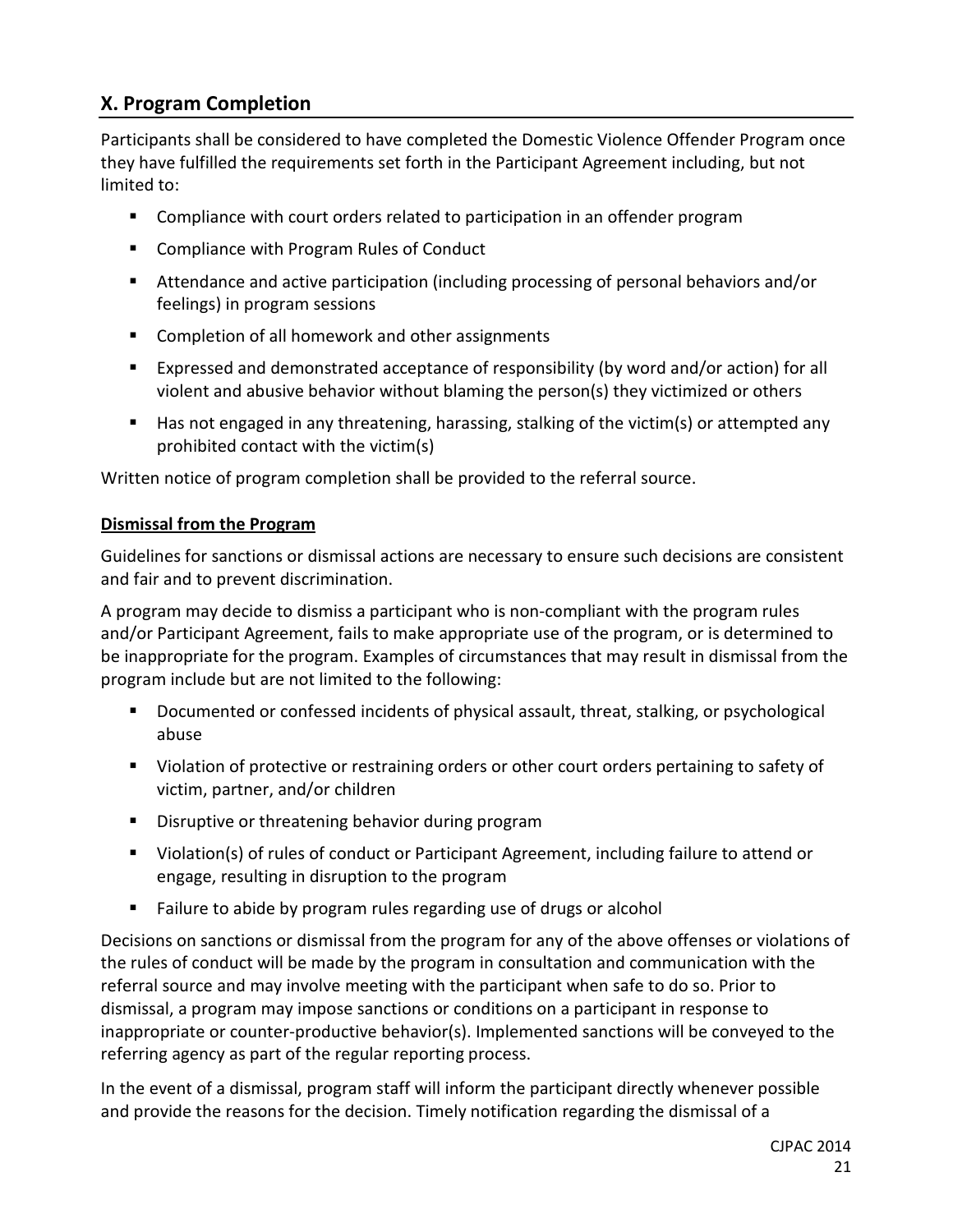## X. Program Completion

Participants shall be considered to have completed the Domestic Violence Offender Program once they have fulfilled the requirements set forth in the Participant Agreement including, but not limited to:

- Compliance with court orders related to participation in an offender program
- Compliance with Program Rules of Conduct
- Attendance and active participation (including processing of personal behaviors and/or feelings) in program sessions
- Completion of all homework and other assignments
- Expressed and demonstrated acceptance of responsibility (by word and/or action) for all violent and abusive behavior without blaming the person(s) they victimized or others
- Has not engaged in any threatening, harassing, stalking of the victim(s) or attempted any prohibited contact with the victim(s)

Written notice of program completion shall be provided to the referral source.

### Dismissal from the Program

Guidelines for sanctions or dismissal actions are necessary to ensure such decisions are consistent and fair and to prevent discrimination.

A program may decide to dismiss a participant who is non-compliant with the program rules and/or Participant Agreement, fails to make appropriate use of the program, or is determined to be inappropriate for the program. Examples of circumstances that may result in dismissal from the program include but are not limited to the following:

- Documented or confessed incidents of physical assault, threat, stalking, or psychological abuse
- Violation of protective or restraining orders or other court orders pertaining to safety of victim, partner, and/or children
- Disruptive or threatening behavior during program
- Violation(s) of rules of conduct or Participant Agreement, including failure to attend or engage, resulting in disruption to the program
- Failure to abide by program rules regarding use of drugs or alcohol

Decisions on sanctions or dismissal from the program for any of the above offenses or violations of the rules of conduct will be made by the program in consultation and communication with the referral source and may involve meeting with the participant when safe to do so. Prior to dismissal, a program may impose sanctions or conditions on a participant in response to inappropriate or counter-productive behavior(s). Implemented sanctions will be conveyed to the referring agency as part of the regular reporting process.

In the event of a dismissal, program staff will inform the participant directly whenever possible and provide the reasons for the decision. Timely notification regarding the dismissal of a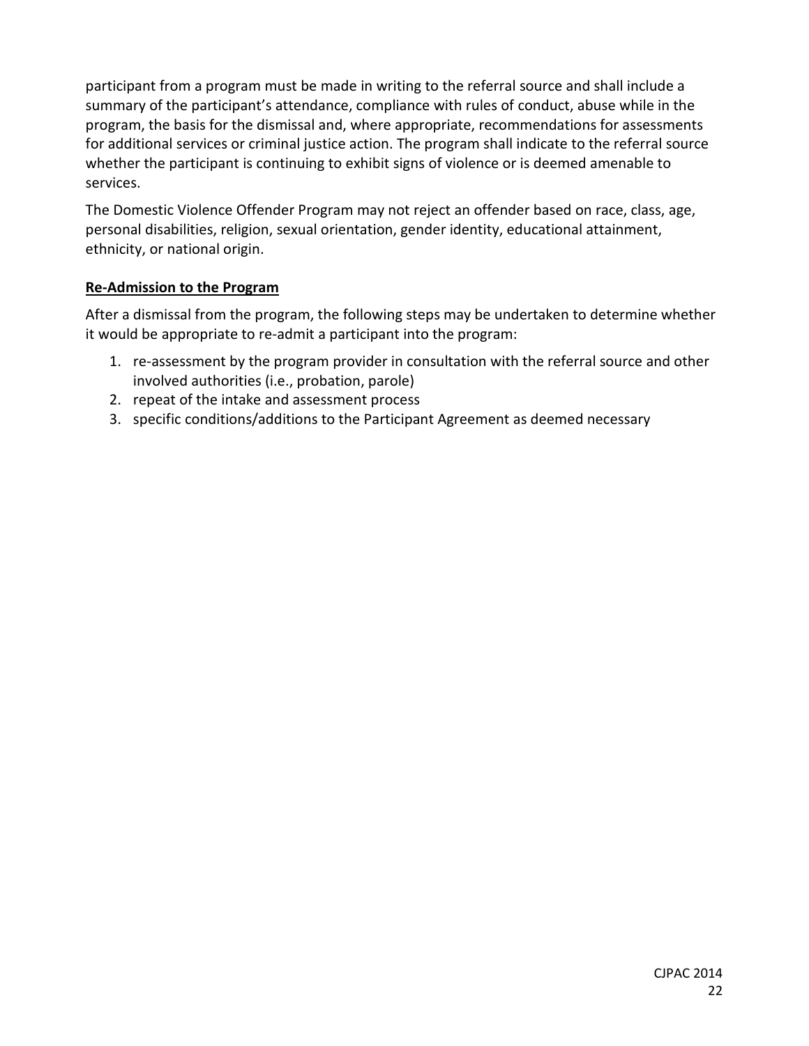participant from a program must be made in writing to the referral source and shall include a summary of the participant's attendance, compliance with rules of conduct, abuse while in the program, the basis for the dismissal and, where appropriate, recommendations for assessments for additional services or criminal justice action. The program shall indicate to the referral source whether the participant is continuing to exhibit signs of violence or is deemed amenable to services.

The Domestic Violence Offender Program may not reject an offender based on race, class, age, personal disabilities, religion, sexual orientation, gender identity, educational attainment, ethnicity, or national origin.

**Re-Admission to the Program**

After a dismissal from the program, the following steps may be undertaken to determine whether it would be appropriate to re-admit a participant into the program:

1. re-assessment by the program provider in consultation with the referral source and other involved authorities (i.e., probation, parole)
2. repeat of the intake and assessment process
3. specific conditions/additions to the Participant Agreement as deemed necessary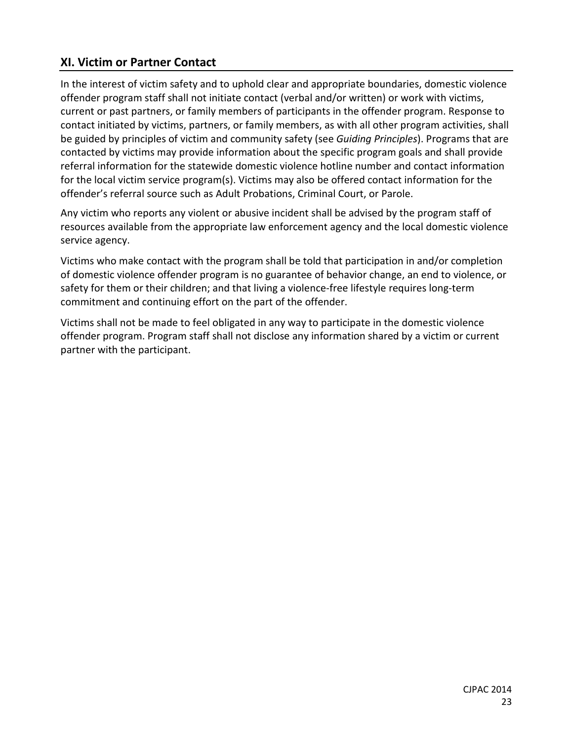## XI. Victim or Partner Contact

In the interest of victim safety and to uphold clear and appropriate boundaries, domestic violence offender program staff shall not initiate contact (verbal and/or written) or work with victims, current or past partners, or family members of participants in the offender program. Response to contact initiated by victims, partners, or family members, as with all other program activities, shall be guided by principles of victim and community safety (see *Guiding Principles*). Programs that are contacted by victims may provide information about the specific program goals and shall provide referral information for the statewide domestic violence hotline number and contact information for the local victim service program(s). Victims may also be offered contact information for the offender's referral source such as Adult Probations, Criminal Court, or Parole.

Any victim who reports any violent or abusive incident shall be advised by the program staff of resources available from the appropriate law enforcement agency and the local domestic violence service agency.

Victims who make contact with the program shall be told that participation in and/or completion of domestic violence offender program is no guarantee of behavior change, an end to violence, or safety for them or their children; and that living a violence-free lifestyle requires long-term commitment and continuing effort on the part of the offender.

Victims shall not be made to feel obligated in any way to participate in the domestic violence offender program. Program staff shall not disclose any information shared by a victim or current partner with the participant.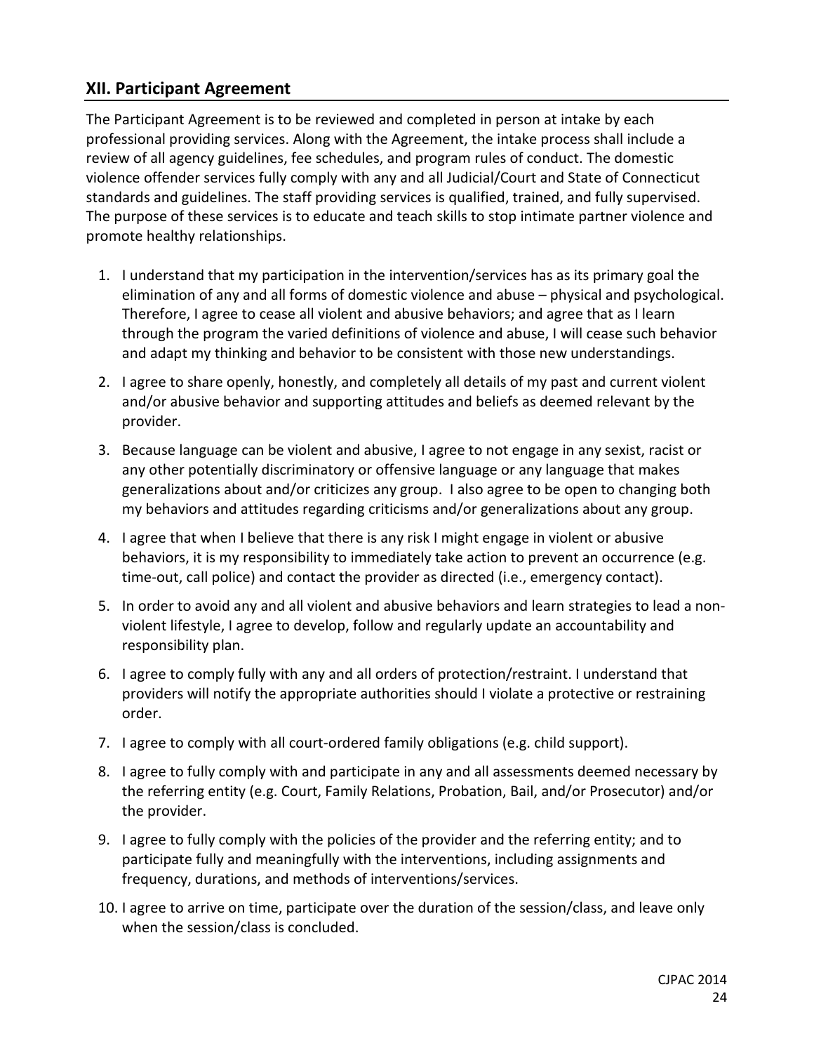## XII. Participant Agreement

The Participant Agreement is to be reviewed and completed in person at intake by each professional providing services. Along with the Agreement, the intake process shall include a review of all agency guidelines, fee schedules, and program rules of conduct. The domestic violence offender services fully comply with any and all Judicial/Court and State of Connecticut standards and guidelines. The staff providing services is qualified, trained, and fully supervised. The purpose of these services is to educate and teach skills to stop intimate partner violence and promote healthy relationships.

1. I understand that my participation in the intervention/services has as its primary goal the elimination of any and all forms of domestic violence and abuse – physical and psychological. Therefore, I agree to cease all violent and abusive behaviors; and agree that as I learn through the program the varied definitions of violence and abuse, I will cease such behavior and adapt my thinking and behavior to be consistent with those new understandings.
2. I agree to share openly, honestly, and completely all details of my past and current violent and/or abusive behavior and supporting attitudes and beliefs as deemed relevant by the provider.
3. Because language can be violent and abusive, I agree to not engage in any sexist, racist or any other potentially discriminatory or offensive language or any language that makes generalizations about and/or criticizes any group. I also agree to be open to changing both my behaviors and attitudes regarding criticisms and/or generalizations about any group.
4. I agree that when I believe that there is any risk I might engage in violent or abusive behaviors, it is my responsibility to immediately take action to prevent an occurrence (e.g. time-out, call police) and contact the provider as directed (i.e., emergency contact).
5. In order to avoid any and all violent and abusive behaviors and learn strategies to lead a non-violent lifestyle, I agree to develop, follow and regularly update an accountability and responsibility plan.
6. I agree to comply fully with any and all orders of protection/restraint. I understand that providers will notify the appropriate authorities should I violate a protective or restraining order.
7. I agree to comply with all court-ordered family obligations (e.g. child support).
8. I agree to fully comply with and participate in any and all assessments deemed necessary by the referring entity (e.g. Court, Family Relations, Probation, Bail, and/or Prosecutor) and/or the provider.
9. I agree to fully comply with the policies of the provider and the referring entity; and to participate fully and meaningfully with the interventions, including assignments and frequency, durations, and methods of interventions/services.
10. I agree to arrive on time, participate over the duration of the session/class, and leave only when the session/class is concluded.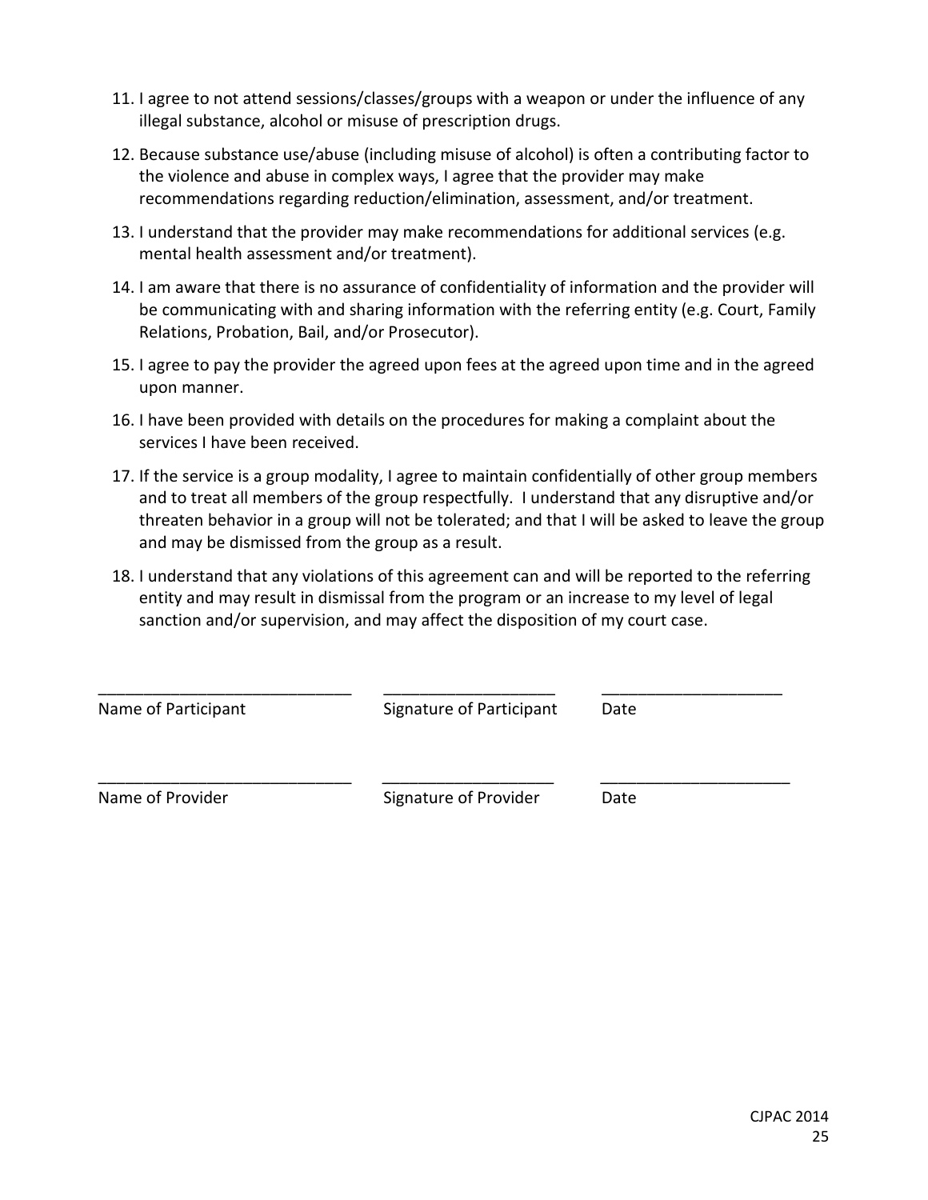11. I agree to not attend sessions/classes/groups with a weapon or under the influence of any illegal substance, alcohol or misuse of prescription drugs.

12. Because substance use/abuse (including misuse of alcohol) is often a contributing factor to the violence and abuse in complex ways, I agree that the provider may make recommendations regarding reduction/elimination, assessment, and/or treatment.

13. I understand that the provider may make recommendations for additional services (e.g. mental health assessment and/or treatment).

14. I am aware that there is no assurance of confidentiality of information and the provider will be communicating with and sharing information with the referring entity (e.g. Court, Family Relations, Probation, Bail, and/or Prosecutor).

15. I agree to pay the provider the agreed upon fees at the agreed upon time and in the agreed upon manner.

16. I have been provided with details on the procedures for making a complaint about the services I have been received.

17. If the service is a group modality, I agree to maintain confidentially of other group members and to treat all members of the group respectfully. I understand that any disruptive and/or threaten behavior in a group will not be tolerated; and that I will be asked to leave the group and may be dismissed from the group as a result.

18. I understand that any violations of this agreement can and will be reported to the referring entity and may result in dismissal from the program or an increase to my level of legal sanction and/or supervision, and may affect the disposition of my court case.

| ____________________________ | ___________________ | ____________________ |
|---|---|---|
| Name of Participant | Signature of Participant | Date |
| ____________________________ | ___________________ | _____________________ |
| Name of Provider | Signature of Provider | Date |

CJPAC 2014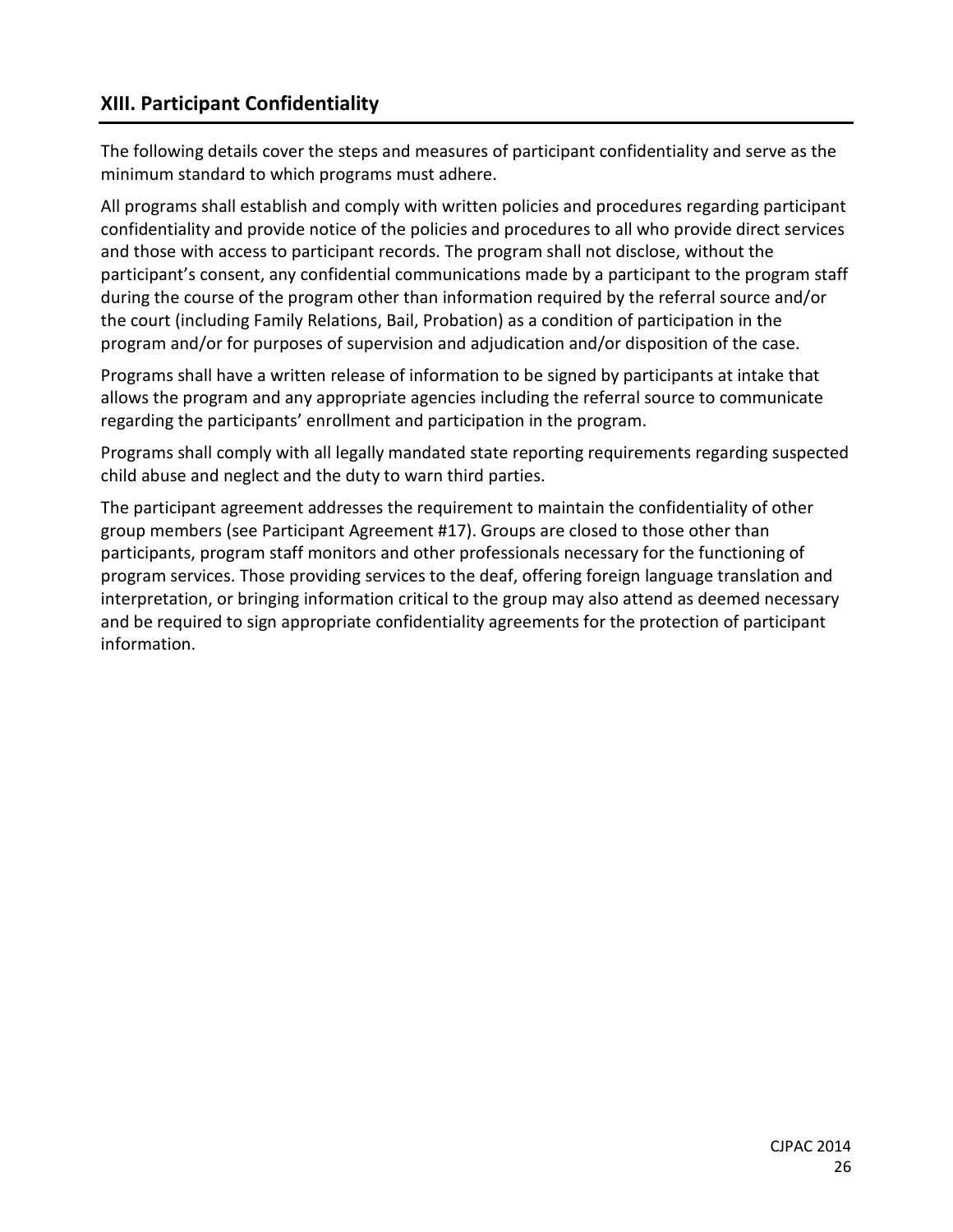## XIII. Participant Confidentiality

The following details cover the steps and measures of participant confidentiality and serve as the minimum standard to which programs must adhere.

All programs shall establish and comply with written policies and procedures regarding participant confidentiality and provide notice of the policies and procedures to all who provide direct services and those with access to participant records. The program shall not disclose, without the participant's consent, any confidential communications made by a participant to the program staff during the course of the program other than information required by the referral source and/or the court (including Family Relations, Bail, Probation) as a condition of participation in the program and/or for purposes of supervision and adjudication and/or disposition of the case.

Programs shall have a written release of information to be signed by participants at intake that allows the program and any appropriate agencies including the referral source to communicate regarding the participants' enrollment and participation in the program.

Programs shall comply with all legally mandated state reporting requirements regarding suspected child abuse and neglect and the duty to warn third parties.

The participant agreement addresses the requirement to maintain the confidentiality of other group members (see Participant Agreement #17). Groups are closed to those other than participants, program staff monitors and other professionals necessary for the functioning of program services. Those providing services to the deaf, offering foreign language translation and interpretation, or bringing information critical to the group may also attend as deemed necessary and be required to sign appropriate confidentiality agreements for the protection of participant information.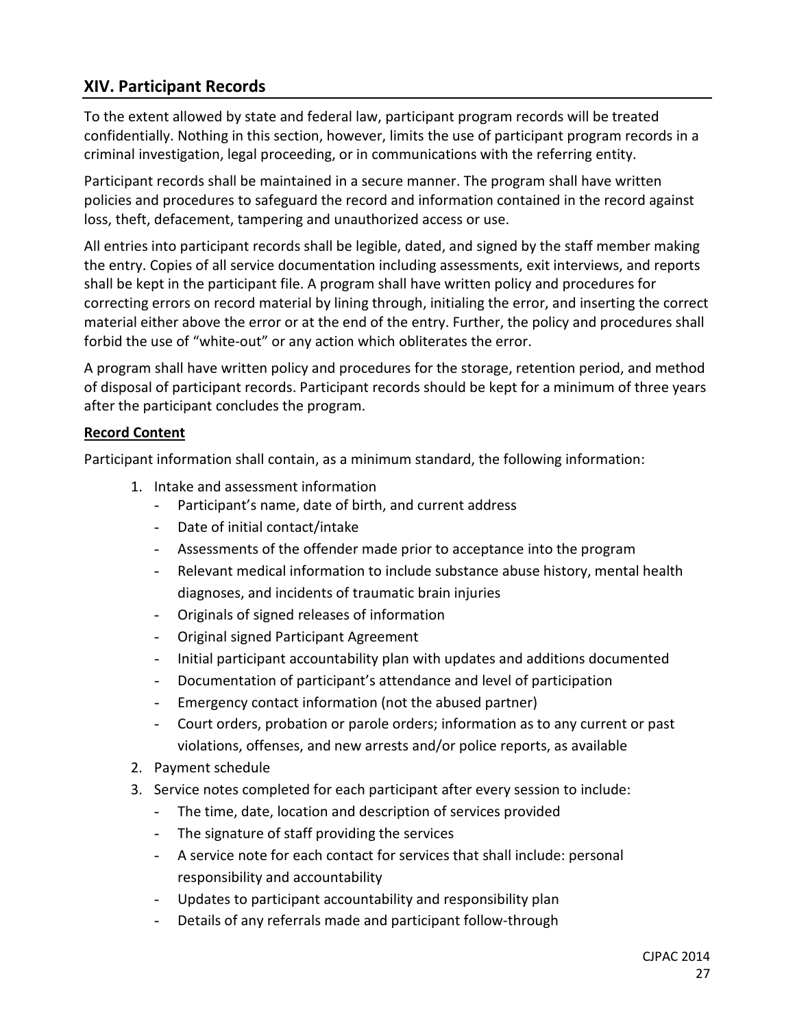## XIV. Participant Records

To the extent allowed by state and federal law, participant program records will be treated confidentially. Nothing in this section, however, limits the use of participant program records in a criminal investigation, legal proceeding, or in communications with the referring entity.

Participant records shall be maintained in a secure manner. The program shall have written policies and procedures to safeguard the record and information contained in the record against loss, theft, defacement, tampering and unauthorized access or use.

All entries into participant records shall be legible, dated, and signed by the staff member making the entry. Copies of all service documentation including assessments, exit interviews, and reports shall be kept in the participant file. A program shall have written policy and procedures for correcting errors on record material by lining through, initialing the error, and inserting the correct material either above the error or at the end of the entry. Further, the policy and procedures shall forbid the use of "white-out" or any action which obliterates the error.

A program shall have written policy and procedures for the storage, retention period, and method of disposal of participant records. Participant records should be kept for a minimum of three years after the participant concludes the program.

**Record Content**

Participant information shall contain, as a minimum standard, the following information:

1. Intake and assessment information
   - Participant's name, date of birth, and current address
   - Date of initial contact/intake
   - Assessments of the offender made prior to acceptance into the program
   - Relevant medical information to include substance abuse history, mental health diagnoses, and incidents of traumatic brain injuries
   - Originals of signed releases of information
   - Original signed Participant Agreement
   - Initial participant accountability plan with updates and additions documented
   - Documentation of participant's attendance and level of participation
   - Emergency contact information (not the abused partner)
   - Court orders, probation or parole orders; information as to any current or past violations, offenses, and new arrests and/or police reports, as available
2. Payment schedule
3. Service notes completed for each participant after every session to include:
   - The time, date, location and description of services provided
   - The signature of staff providing the services
   - A service note for each contact for services that shall include: personal responsibility and accountability
   - Updates to participant accountability and responsibility plan
   - Details of any referrals made and participant follow-through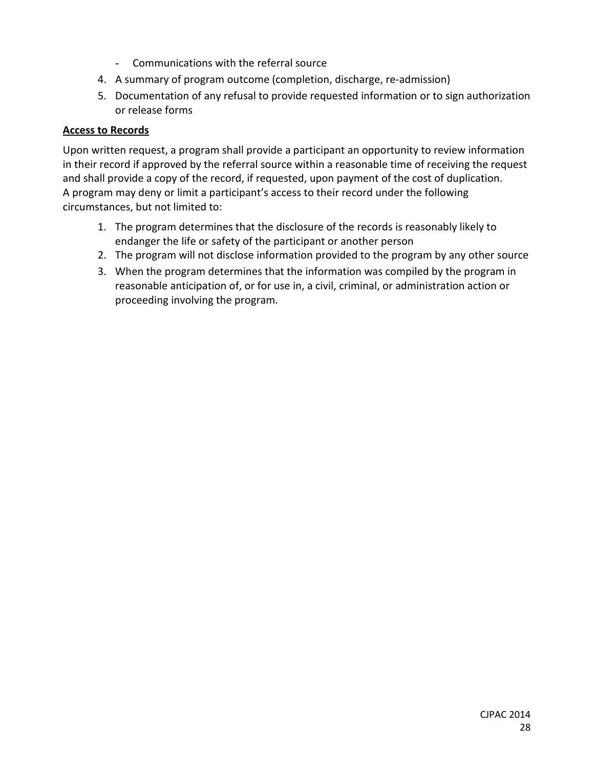- Communications with the referral source

4. A summary of program outcome (completion, discharge, re-admission)
5. Documentation of any refusal to provide requested information or to sign authorization or release forms

**Access to Records**

Upon written request, a program shall provide a participant an opportunity to review information in their record if approved by the referral source within a reasonable time of receiving the request and shall provide a copy of the record, if requested, upon payment of the cost of duplication.
A program may deny or limit a participant's access to their record under the following circumstances, but not limited to:

1. The program determines that the disclosure of the records is reasonably likely to endanger the life or safety of the participant or another person
2. The program will not disclose information provided to the program by any other source
3. When the program determines that the information was compiled by the program in reasonable anticipation of, or for use in, a civil, criminal, or administration action or proceeding involving the program.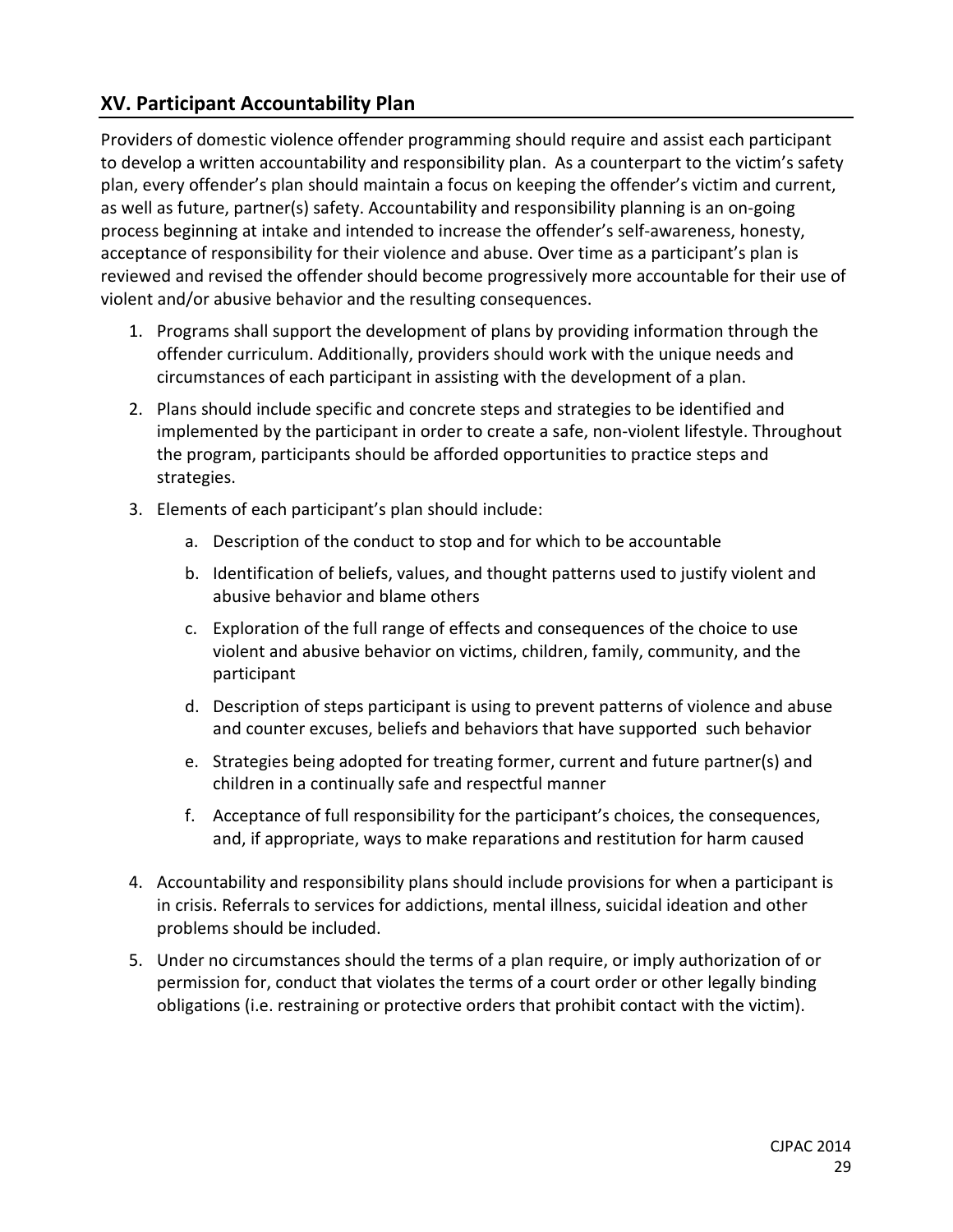## XV. Participant Accountability Plan

Providers of domestic violence offender programming should require and assist each participant to develop a written accountability and responsibility plan. As a counterpart to the victim's safety plan, every offender's plan should maintain a focus on keeping the offender's victim and current, as well as future, partner(s) safety. Accountability and responsibility planning is an on-going process beginning at intake and intended to increase the offender's self-awareness, honesty, acceptance of responsibility for their violence and abuse. Over time as a participant's plan is reviewed and revised the offender should become progressively more accountable for their use of violent and/or abusive behavior and the resulting consequences.

1. Programs shall support the development of plans by providing information through the offender curriculum. Additionally, providers should work with the unique needs and circumstances of each participant in assisting with the development of a plan.
2. Plans should include specific and concrete steps and strategies to be identified and implemented by the participant in order to create a safe, non-violent lifestyle. Throughout the program, participants should be afforded opportunities to practice steps and strategies.
3. Elements of each participant's plan should include:
   a. Description of the conduct to stop and for which to be accountable
   b. Identification of beliefs, values, and thought patterns used to justify violent and abusive behavior and blame others
   c. Exploration of the full range of effects and consequences of the choice to use violent and abusive behavior on victims, children, family, community, and the participant
   d. Description of steps participant is using to prevent patterns of violence and abuse and counter excuses, beliefs and behaviors that have supported such behavior
   e. Strategies being adopted for treating former, current and future partner(s) and children in a continually safe and respectful manner
   f. Acceptance of full responsibility for the participant's choices, the consequences, and, if appropriate, ways to make reparations and restitution for harm caused
4. Accountability and responsibility plans should include provisions for when a participant is in crisis. Referrals to services for addictions, mental illness, suicidal ideation and other problems should be included.
5. Under no circumstances should the terms of a plan require, or imply authorization of or permission for, conduct that violates the terms of a court order or other legally binding obligations (i.e. restraining or protective orders that prohibit contact with the victim).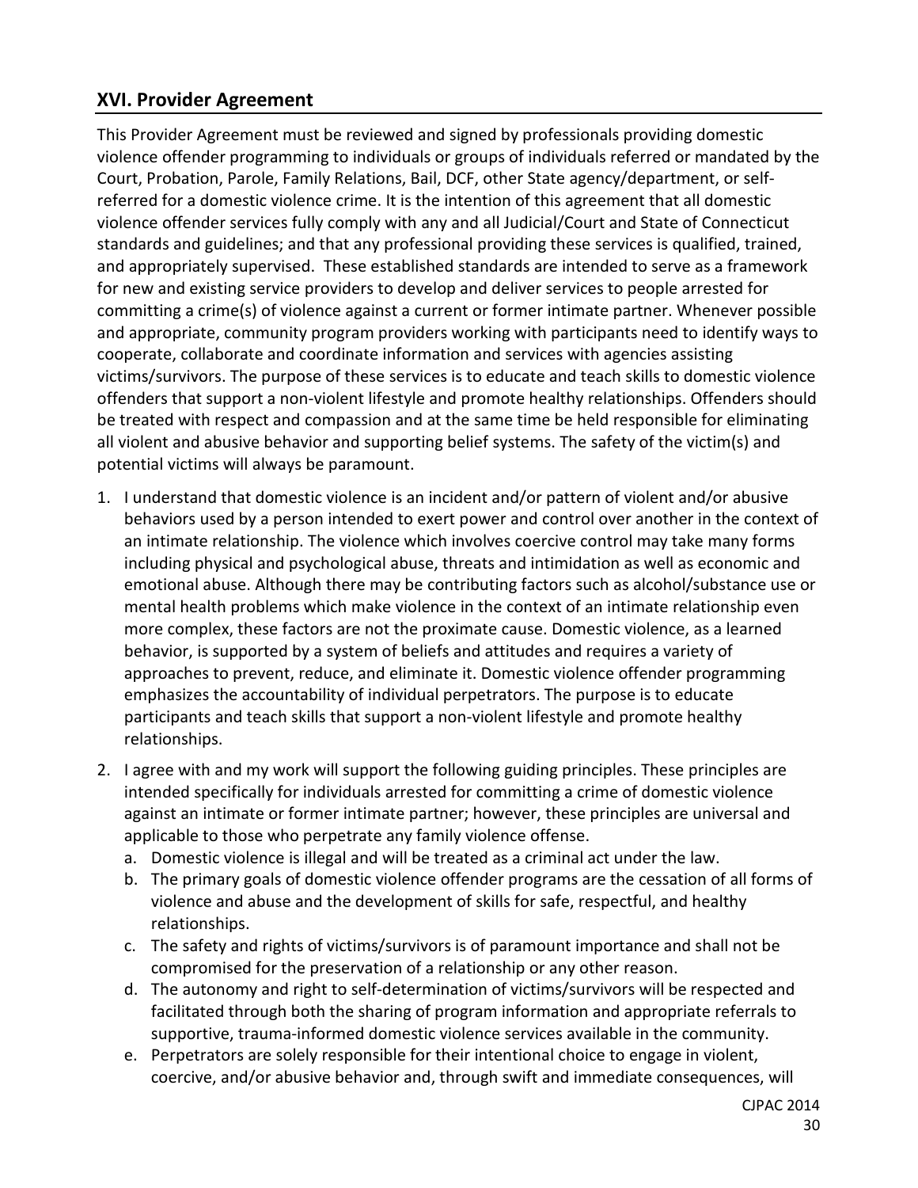## XVI. Provider Agreement

This Provider Agreement must be reviewed and signed by professionals providing domestic violence offender programming to individuals or groups of individuals referred or mandated by the Court, Probation, Parole, Family Relations, Bail, DCF, other State agency/department, or self-referred for a domestic violence crime. It is the intention of this agreement that all domestic violence offender services fully comply with any and all Judicial/Court and State of Connecticut standards and guidelines; and that any professional providing these services is qualified, trained, and appropriately supervised. These established standards are intended to serve as a framework for new and existing service providers to develop and deliver services to people arrested for committing a crime(s) of violence against a current or former intimate partner. Whenever possible and appropriate, community program providers working with participants need to identify ways to cooperate, collaborate and coordinate information and services with agencies assisting victims/survivors. The purpose of these services is to educate and teach skills to domestic violence offenders that support a non-violent lifestyle and promote healthy relationships. Offenders should be treated with respect and compassion and at the same time be held responsible for eliminating all violent and abusive behavior and supporting belief systems. The safety of the victim(s) and potential victims will always be paramount.

1. I understand that domestic violence is an incident and/or pattern of violent and/or abusive behaviors used by a person intended to exert power and control over another in the context of an intimate relationship. The violence which involves coercive control may take many forms including physical and psychological abuse, threats and intimidation as well as economic and emotional abuse. Although there may be contributing factors such as alcohol/substance use or mental health problems which make violence in the context of an intimate relationship even more complex, these factors are not the proximate cause. Domestic violence, as a learned behavior, is supported by a system of beliefs and attitudes and requires a variety of approaches to prevent, reduce, and eliminate it. Domestic violence offender programming emphasizes the accountability of individual perpetrators. The purpose is to educate participants and teach skills that support a non-violent lifestyle and promote healthy relationships.

2. I agree with and my work will support the following guiding principles. These principles are intended specifically for individuals arrested for committing a crime of domestic violence against an intimate or former intimate partner; however, these principles are universal and applicable to those who perpetrate any family violence offense.
   a. Domestic violence is illegal and will be treated as a criminal act under the law.
   b. The primary goals of domestic violence offender programs are the cessation of all forms of violence and abuse and the development of skills for safe, respectful, and healthy relationships.
   c. The safety and rights of victims/survivors is of paramount importance and shall not be compromised for the preservation of a relationship or any other reason.
   d. The autonomy and right to self-determination of victims/survivors will be respected and facilitated through both the sharing of program information and appropriate referrals to supportive, trauma-informed domestic violence services available in the community.
   e. Perpetrators are solely responsible for their intentional choice to engage in violent, coercive, and/or abusive behavior and, through swift and immediate consequences, will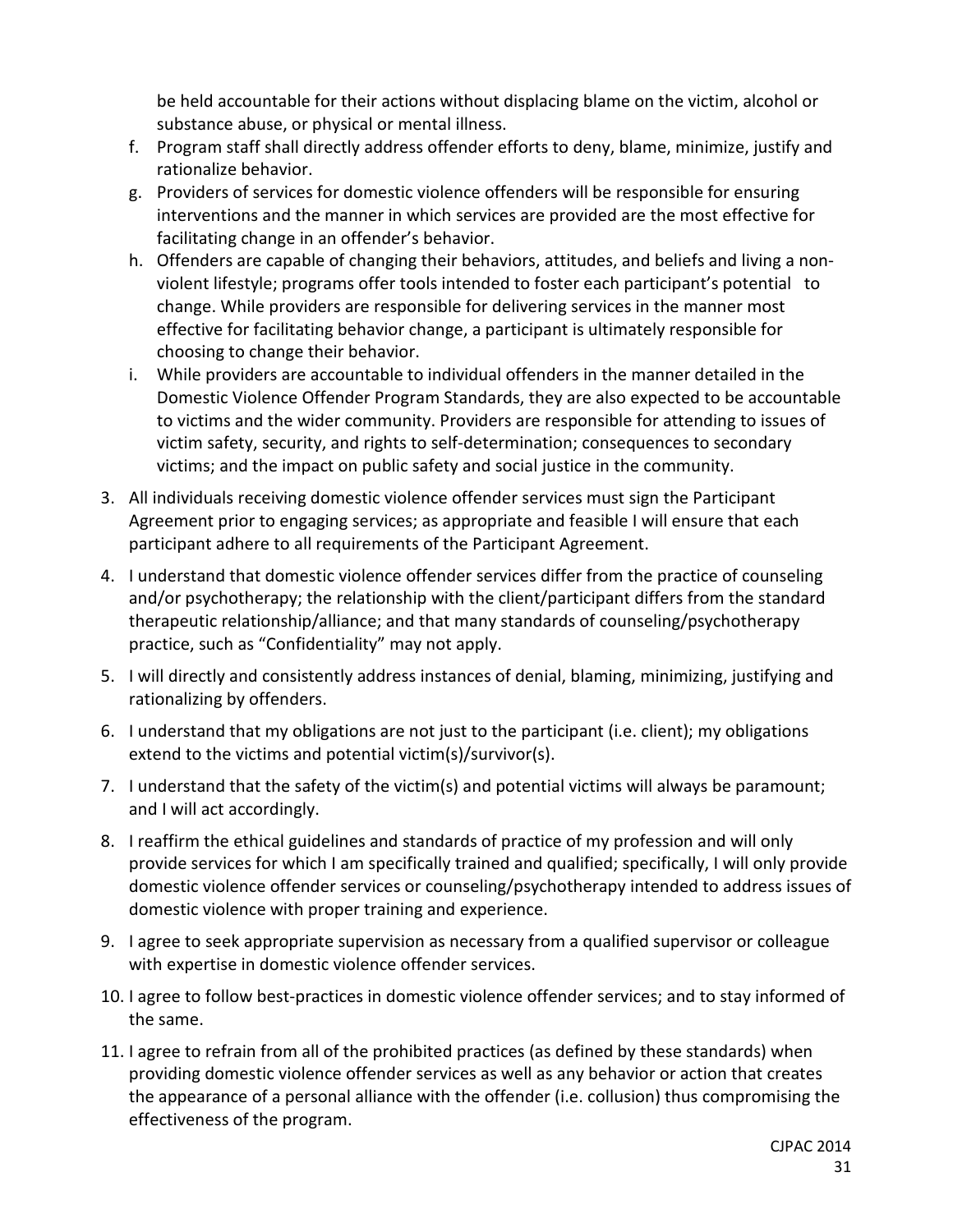be held accountable for their actions without displacing blame on the victim, alcohol or substance abuse, or physical or mental illness.

f. Program staff shall directly address offender efforts to deny, blame, minimize, justify and rationalize behavior.
g. Providers of services for domestic violence offenders will be responsible for ensuring interventions and the manner in which services are provided are the most effective for facilitating change in an offender's behavior.
h. Offenders are capable of changing their behaviors, attitudes, and beliefs and living a non-violent lifestyle; programs offer tools intended to foster each participant's potential to change. While providers are responsible for delivering services in the manner most effective for facilitating behavior change, a participant is ultimately responsible for choosing to change their behavior.
i. While providers are accountable to individual offenders in the manner detailed in the Domestic Violence Offender Program Standards, they are also expected to be accountable to victims and the wider community. Providers are responsible for attending to issues of victim safety, security, and rights to self-determination; consequences to secondary victims; and the impact on public safety and social justice in the community.

3. All individuals receiving domestic violence offender services must sign the Participant Agreement prior to engaging services; as appropriate and feasible I will ensure that each participant adhere to all requirements of the Participant Agreement.
4. I understand that domestic violence offender services differ from the practice of counseling and/or psychotherapy; the relationship with the client/participant differs from the standard therapeutic relationship/alliance; and that many standards of counseling/psychotherapy practice, such as "Confidentiality" may not apply.
5. I will directly and consistently address instances of denial, blaming, minimizing, justifying and rationalizing by offenders.
6. I understand that my obligations are not just to the participant (i.e. client); my obligations extend to the victims and potential victim(s)/survivor(s).
7. I understand that the safety of the victim(s) and potential victims will always be paramount; and I will act accordingly.
8. I reaffirm the ethical guidelines and standards of practice of my profession and will only provide services for which I am specifically trained and qualified; specifically, I will only provide domestic violence offender services or counseling/psychotherapy intended to address issues of domestic violence with proper training and experience.
9. I agree to seek appropriate supervision as necessary from a qualified supervisor or colleague with expertise in domestic violence offender services.
10. I agree to follow best-practices in domestic violence offender services; and to stay informed of the same.
11. I agree to refrain from all of the prohibited practices (as defined by these standards) when providing domestic violence offender services as well as any behavior or action that creates the appearance of a personal alliance with the offender (i.e. collusion) thus compromising the effectiveness of the program.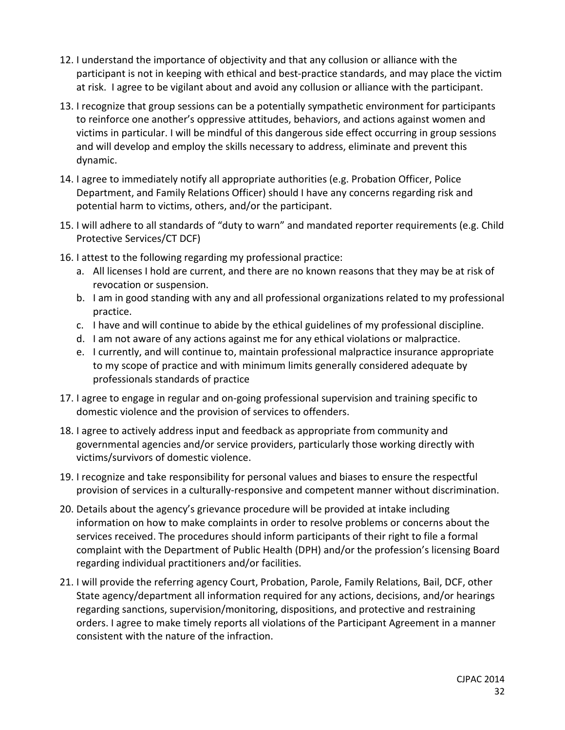12. I understand the importance of objectivity and that any collusion or alliance with the participant is not in keeping with ethical and best-practice standards, and may place the victim at risk. I agree to be vigilant about and avoid any collusion or alliance with the participant.
13. I recognize that group sessions can be a potentially sympathetic environment for participants to reinforce one another's oppressive attitudes, behaviors, and actions against women and victims in particular. I will be mindful of this dangerous side effect occurring in group sessions and will develop and employ the skills necessary to address, eliminate and prevent this dynamic.
14. I agree to immediately notify all appropriate authorities (e.g. Probation Officer, Police Department, and Family Relations Officer) should I have any concerns regarding risk and potential harm to victims, others, and/or the participant.
15. I will adhere to all standards of "duty to warn" and mandated reporter requirements (e.g. Child Protective Services/CT DCF)
16. I attest to the following regarding my professional practice:
    a. All licenses I hold are current, and there are no known reasons that they may be at risk of revocation or suspension.
    b. I am in good standing with any and all professional organizations related to my professional practice.
    c. I have and will continue to abide by the ethical guidelines of my professional discipline.
    d. I am not aware of any actions against me for any ethical violations or malpractice.
    e. I currently, and will continue to, maintain professional malpractice insurance appropriate to my scope of practice and with minimum limits generally considered adequate by professionals standards of practice
17. I agree to engage in regular and on-going professional supervision and training specific to domestic violence and the provision of services to offenders.
18. I agree to actively address input and feedback as appropriate from community and governmental agencies and/or service providers, particularly those working directly with victims/survivors of domestic violence.
19. I recognize and take responsibility for personal values and biases to ensure the respectful provision of services in a culturally-responsive and competent manner without discrimination.
20. Details about the agency's grievance procedure will be provided at intake including information on how to make complaints in order to resolve problems or concerns about the services received. The procedures should inform participants of their right to file a formal complaint with the Department of Public Health (DPH) and/or the profession's licensing Board regarding individual practitioners and/or facilities.
21. I will provide the referring agency Court, Probation, Parole, Family Relations, Bail, DCF, other State agency/department all information required for any actions, decisions, and/or hearings regarding sanctions, supervision/monitoring, dispositions, and protective and restraining orders. I agree to make timely reports all violations of the Participant Agreement in a manner consistent with the nature of the infraction.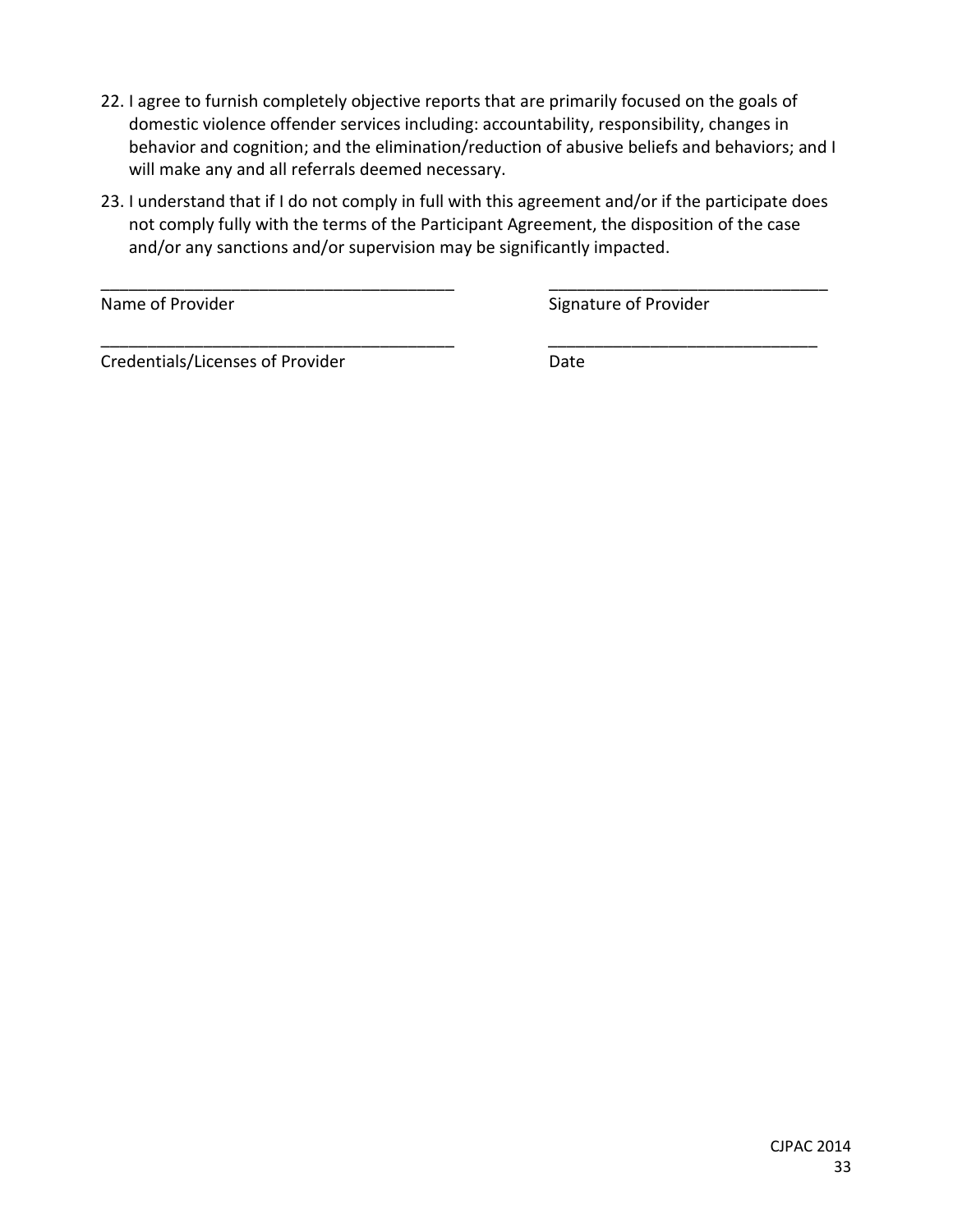22. I agree to furnish completely objective reports that are primarily focused on the goals of domestic violence offender services including: accountability, responsibility, changes in behavior and cognition; and the elimination/reduction of abusive beliefs and behaviors; and I will make any and all referrals deemed necessary.

23. I understand that if I do not comply in full with this agreement and/or if the participate does not comply fully with the terms of the Participant Agreement, the disposition of the case and/or any sanctions and/or supervision may be significantly impacted.

_______________________________________ _______________________________

Name of Provider Signature of Provider

_______________________________________ _______________________________

Credentials/Licenses of Provider Date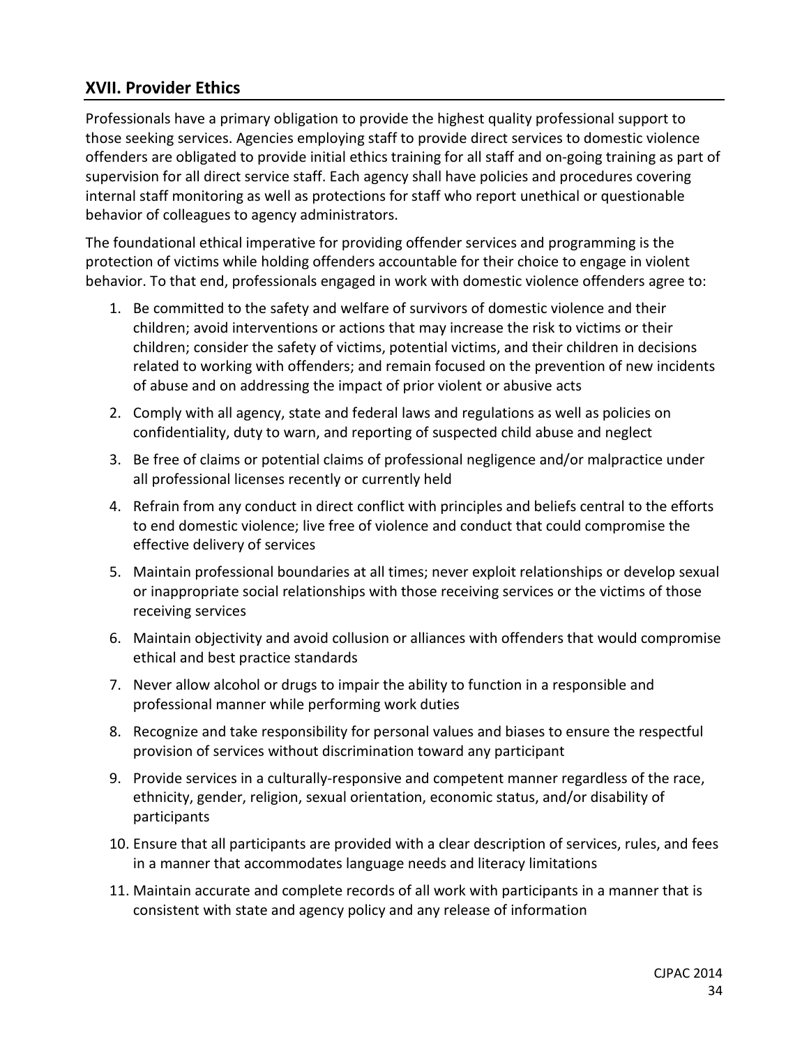## XVII. Provider Ethics

Professionals have a primary obligation to provide the highest quality professional support to those seeking services. Agencies employing staff to provide direct services to domestic violence offenders are obligated to provide initial ethics training for all staff and on-going training as part of supervision for all direct service staff. Each agency shall have policies and procedures covering internal staff monitoring as well as protections for staff who report unethical or questionable behavior of colleagues to agency administrators.

The foundational ethical imperative for providing offender services and programming is the protection of victims while holding offenders accountable for their choice to engage in violent behavior. To that end, professionals engaged in work with domestic violence offenders agree to:

1. Be committed to the safety and welfare of survivors of domestic violence and their children; avoid interventions or actions that may increase the risk to victims or their children; consider the safety of victims, potential victims, and their children in decisions related to working with offenders; and remain focused on the prevention of new incidents of abuse and on addressing the impact of prior violent or abusive acts
2. Comply with all agency, state and federal laws and regulations as well as policies on confidentiality, duty to warn, and reporting of suspected child abuse and neglect
3. Be free of claims or potential claims of professional negligence and/or malpractice under all professional licenses recently or currently held
4. Refrain from any conduct in direct conflict with principles and beliefs central to the efforts to end domestic violence; live free of violence and conduct that could compromise the effective delivery of services
5. Maintain professional boundaries at all times; never exploit relationships or develop sexual or inappropriate social relationships with those receiving services or the victims of those receiving services
6. Maintain objectivity and avoid collusion or alliances with offenders that would compromise ethical and best practice standards
7. Never allow alcohol or drugs to impair the ability to function in a responsible and professional manner while performing work duties
8. Recognize and take responsibility for personal values and biases to ensure the respectful provision of services without discrimination toward any participant
9. Provide services in a culturally-responsive and competent manner regardless of the race, ethnicity, gender, religion, sexual orientation, economic status, and/or disability of participants
10. Ensure that all participants are provided with a clear description of services, rules, and fees in a manner that accommodates language needs and literacy limitations
11. Maintain accurate and complete records of all work with participants in a manner that is consistent with state and agency policy and any release of information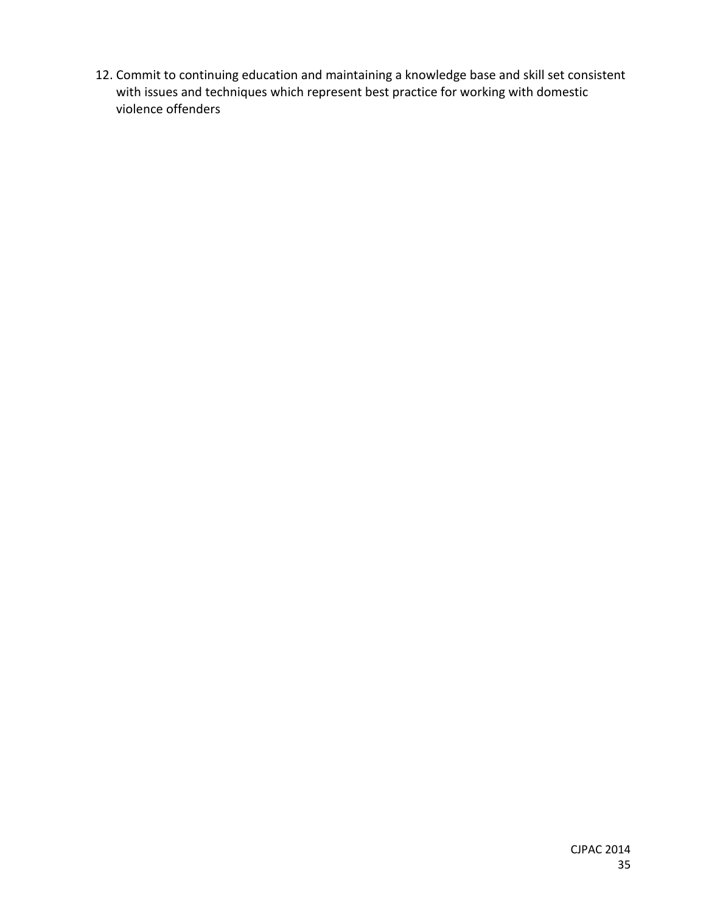12. Commit to continuing education and maintaining a knowledge base and skill set consistent with issues and techniques which represent best practice for working with domestic violence offenders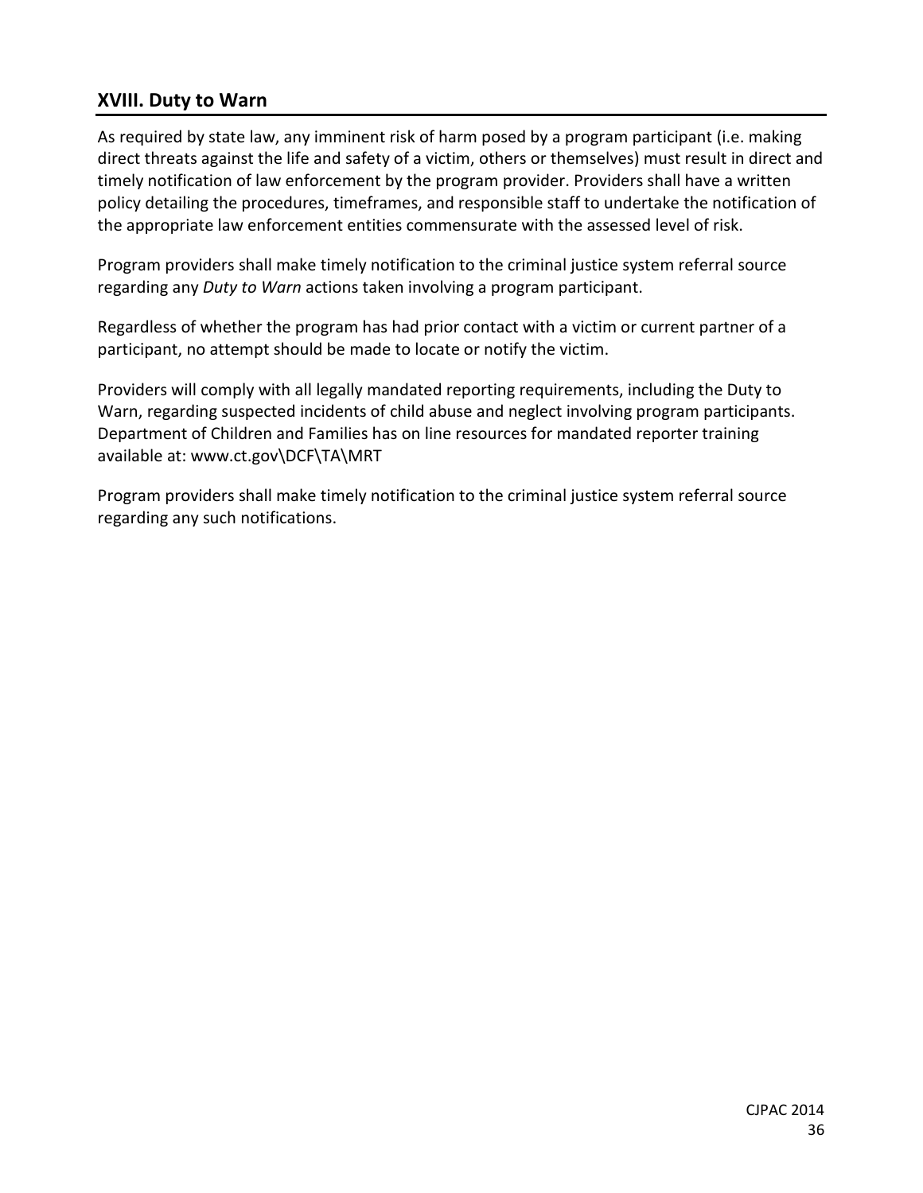## XVIII. Duty to Warn

As required by state law, any imminent risk of harm posed by a program participant (i.e. making direct threats against the life and safety of a victim, others or themselves) must result in direct and timely notification of law enforcement by the program provider. Providers shall have a written policy detailing the procedures, timeframes, and responsible staff to undertake the notification of the appropriate law enforcement entities commensurate with the assessed level of risk.

Program providers shall make timely notification to the criminal justice system referral source regarding any *Duty to Warn* actions taken involving a program participant.

Regardless of whether the program has had prior contact with a victim or current partner of a participant, no attempt should be made to locate or notify the victim.

Providers will comply with all legally mandated reporting requirements, including the Duty to Warn, regarding suspected incidents of child abuse and neglect involving program participants. Department of Children and Families has on line resources for mandated reporter training available at: www.ct.gov\DCF\TA\MRT

Program providers shall make timely notification to the criminal justice system referral source regarding any such notifications.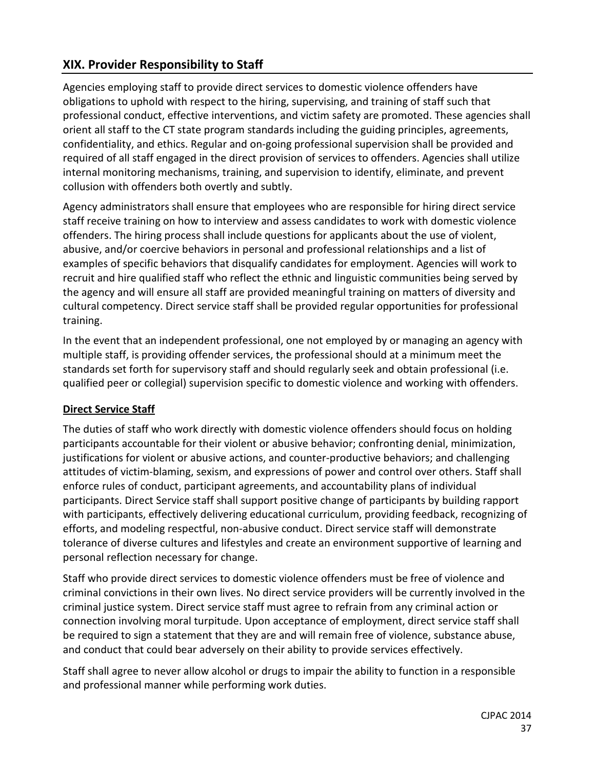## XIX. Provider Responsibility to Staff

Agencies employing staff to provide direct services to domestic violence offenders have obligations to uphold with respect to the hiring, supervising, and training of staff such that professional conduct, effective interventions, and victim safety are promoted. These agencies shall orient all staff to the CT state program standards including the guiding principles, agreements, confidentiality, and ethics. Regular and on-going professional supervision shall be provided and required of all staff engaged in the direct provision of services to offenders. Agencies shall utilize internal monitoring mechanisms, training, and supervision to identify, eliminate, and prevent collusion with offenders both overtly and subtly.

Agency administrators shall ensure that employees who are responsible for hiring direct service staff receive training on how to interview and assess candidates to work with domestic violence offenders. The hiring process shall include questions for applicants about the use of violent, abusive, and/or coercive behaviors in personal and professional relationships and a list of examples of specific behaviors that disqualify candidates for employment. Agencies will work to recruit and hire qualified staff who reflect the ethnic and linguistic communities being served by the agency and will ensure all staff are provided meaningful training on matters of diversity and cultural competency. Direct service staff shall be provided regular opportunities for professional training.

In the event that an independent professional, one not employed by or managing an agency with multiple staff, is providing offender services, the professional should at a minimum meet the standards set forth for supervisory staff and should regularly seek and obtain professional (i.e. qualified peer or collegial) supervision specific to domestic violence and working with offenders.

**Direct Service Staff**

The duties of staff who work directly with domestic violence offenders should focus on holding participants accountable for their violent or abusive behavior; confronting denial, minimization, justifications for violent or abusive actions, and counter-productive behaviors; and challenging attitudes of victim-blaming, sexism, and expressions of power and control over others. Staff shall enforce rules of conduct, participant agreements, and accountability plans of individual participants. Direct Service staff shall support positive change of participants by building rapport with participants, effectively delivering educational curriculum, providing feedback, recognizing of efforts, and modeling respectful, non-abusive conduct. Direct service staff will demonstrate tolerance of diverse cultures and lifestyles and create an environment supportive of learning and personal reflection necessary for change.

Staff who provide direct services to domestic violence offenders must be free of violence and criminal convictions in their own lives. No direct service providers will be currently involved in the criminal justice system. Direct service staff must agree to refrain from any criminal action or connection involving moral turpitude. Upon acceptance of employment, direct service staff shall be required to sign a statement that they are and will remain free of violence, substance abuse, and conduct that could bear adversely on their ability to provide services effectively.

Staff shall agree to never allow alcohol or drugs to impair the ability to function in a responsible and professional manner while performing work duties.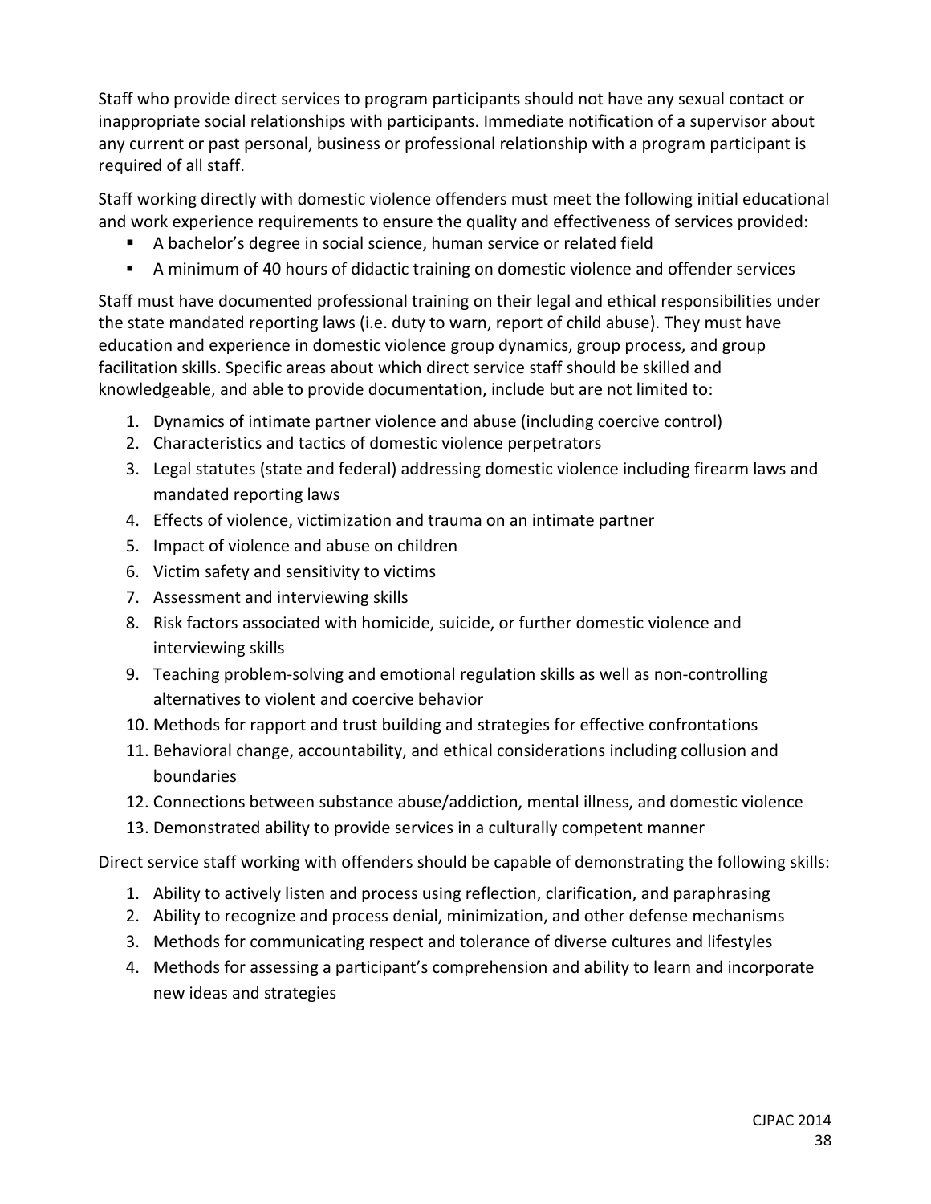Staff who provide direct services to program participants should not have any sexual contact or inappropriate social relationships with participants. Immediate notification of a supervisor about any current or past personal, business or professional relationship with a program participant is required of all staff.

Staff working directly with domestic violence offenders must meet the following initial educational and work experience requirements to ensure the quality and effectiveness of services provided:

- A bachelor's degree in social science, human service or related field
- A minimum of 40 hours of didactic training on domestic violence and offender services

Staff must have documented professional training on their legal and ethical responsibilities under the state mandated reporting laws (i.e. duty to warn, report of child abuse). They must have education and experience in domestic violence group dynamics, group process, and group facilitation skills. Specific areas about which direct service staff should be skilled and knowledgeable, and able to provide documentation, include but are not limited to:

1. Dynamics of intimate partner violence and abuse (including coercive control)
2. Characteristics and tactics of domestic violence perpetrators
3. Legal statutes (state and federal) addressing domestic violence including firearm laws and mandated reporting laws
4. Effects of violence, victimization and trauma on an intimate partner
5. Impact of violence and abuse on children
6. Victim safety and sensitivity to victims
7. Assessment and interviewing skills
8. Risk factors associated with homicide, suicide, or further domestic violence and interviewing skills
9. Teaching problem-solving and emotional regulation skills as well as non-controlling alternatives to violent and coercive behavior
10. Methods for rapport and trust building and strategies for effective confrontations
11. Behavioral change, accountability, and ethical considerations including collusion and boundaries
12. Connections between substance abuse/addiction, mental illness, and domestic violence
13. Demonstrated ability to provide services in a culturally competent manner

Direct service staff working with offenders should be capable of demonstrating the following skills:

1. Ability to actively listen and process using reflection, clarification, and paraphrasing
2. Ability to recognize and process denial, minimization, and other defense mechanisms
3. Methods for communicating respect and tolerance of diverse cultures and lifestyles
4. Methods for assessing a participant's comprehension and ability to learn and incorporate new ideas and strategies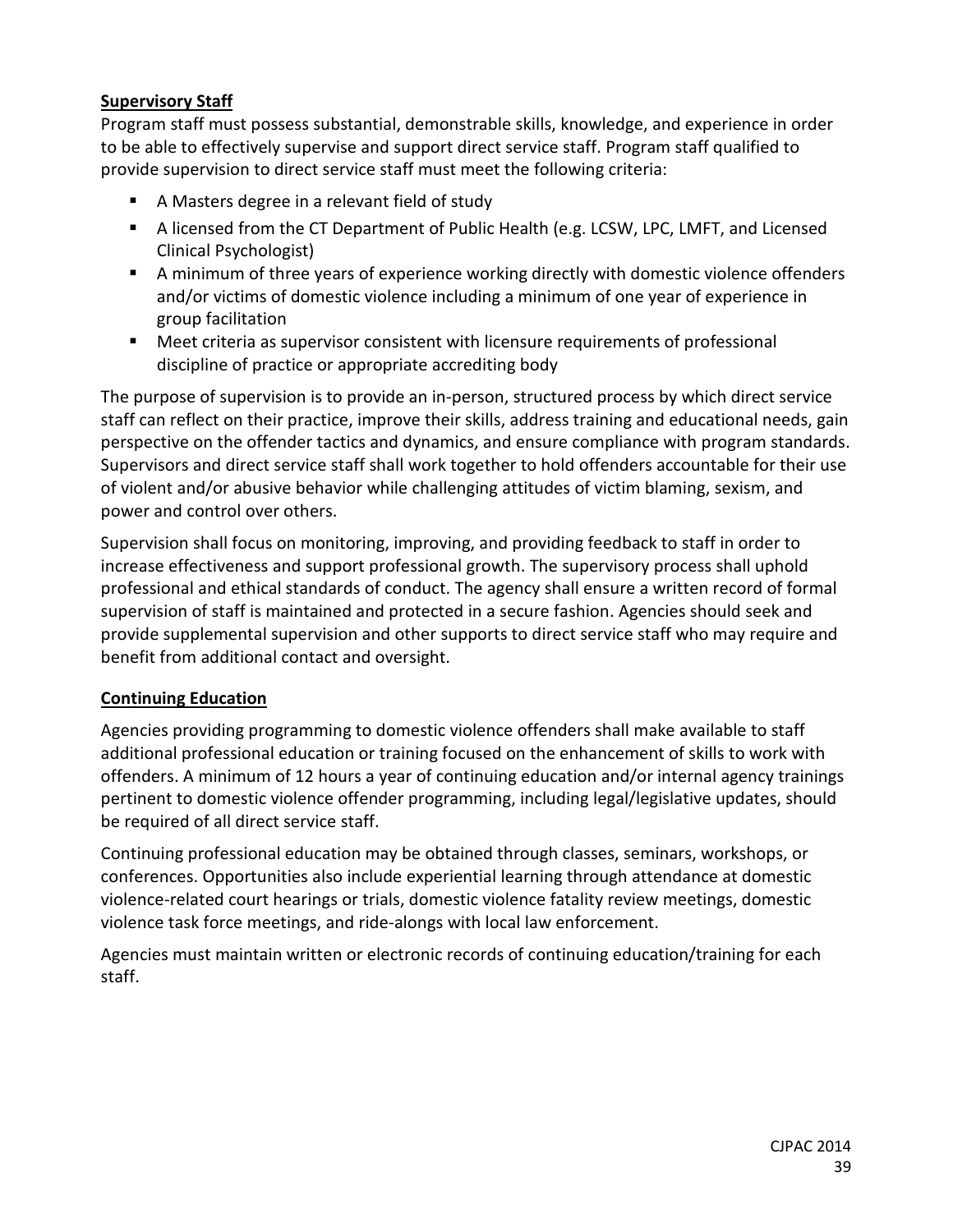**Supervisory Staff**

Program staff must possess substantial, demonstrable skills, knowledge, and experience in order to be able to effectively supervise and support direct service staff. Program staff qualified to provide supervision to direct service staff must meet the following criteria:

- A Masters degree in a relevant field of study
- A licensed from the CT Department of Public Health (e.g. LCSW, LPC, LMFT, and Licensed Clinical Psychologist)
- A minimum of three years of experience working directly with domestic violence offenders and/or victims of domestic violence including a minimum of one year of experience in group facilitation
- Meet criteria as supervisor consistent with licensure requirements of professional discipline of practice or appropriate accrediting body

The purpose of supervision is to provide an in-person, structured process by which direct service staff can reflect on their practice, improve their skills, address training and educational needs, gain perspective on the offender tactics and dynamics, and ensure compliance with program standards. Supervisors and direct service staff shall work together to hold offenders accountable for their use of violent and/or abusive behavior while challenging attitudes of victim blaming, sexism, and power and control over others.

Supervision shall focus on monitoring, improving, and providing feedback to staff in order to increase effectiveness and support professional growth. The supervisory process shall uphold professional and ethical standards of conduct. The agency shall ensure a written record of formal supervision of staff is maintained and protected in a secure fashion. Agencies should seek and provide supplemental supervision and other supports to direct service staff who may require and benefit from additional contact and oversight.

**Continuing Education**

Agencies providing programming to domestic violence offenders shall make available to staff additional professional education or training focused on the enhancement of skills to work with offenders. A minimum of 12 hours a year of continuing education and/or internal agency trainings pertinent to domestic violence offender programming, including legal/legislative updates, should be required of all direct service staff.

Continuing professional education may be obtained through classes, seminars, workshops, or conferences. Opportunities also include experiential learning through attendance at domestic violence-related court hearings or trials, domestic violence fatality review meetings, domestic violence task force meetings, and ride-alongs with local law enforcement.

Agencies must maintain written or electronic records of continuing education/training for each staff.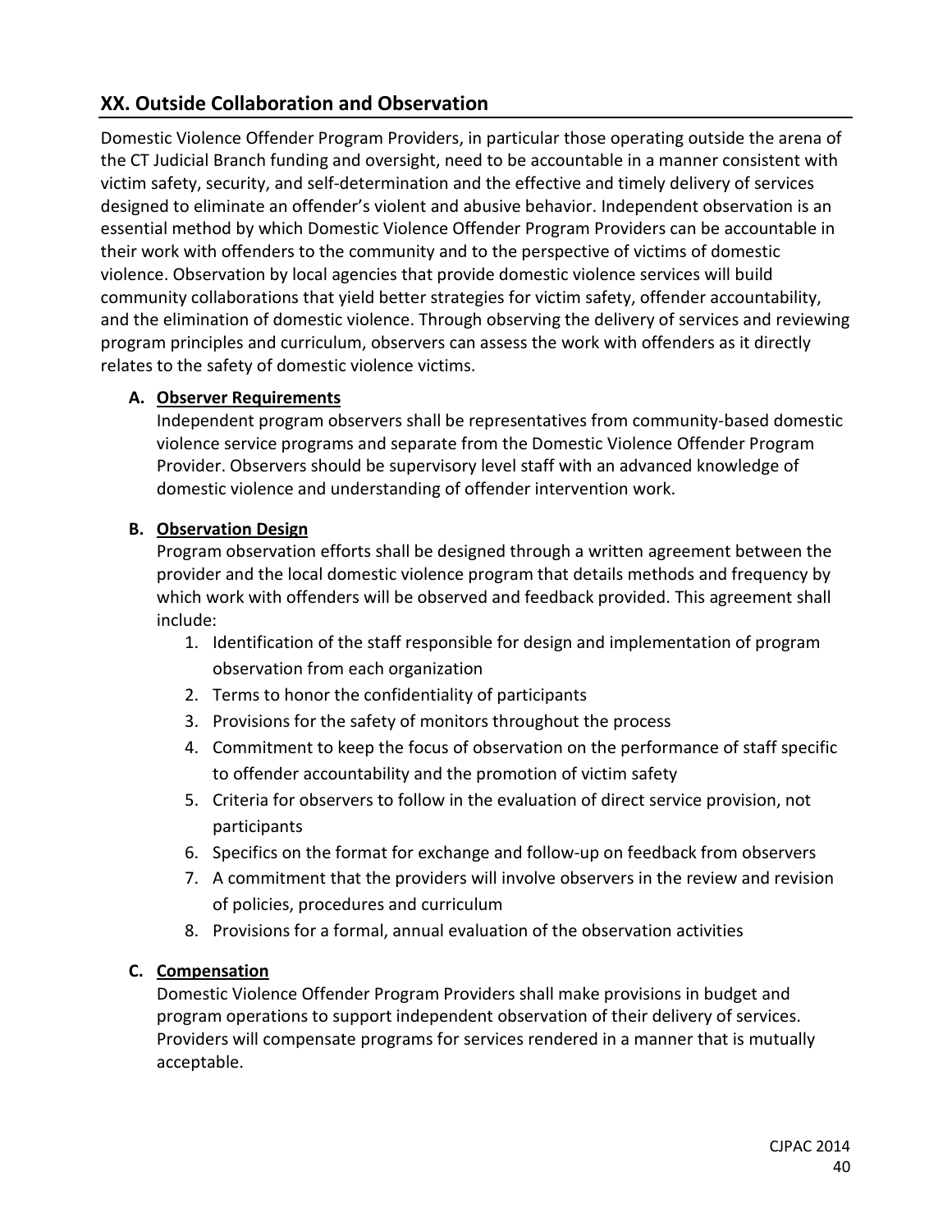## XX. Outside Collaboration and Observation

Domestic Violence Offender Program Providers, in particular those operating outside the arena of the CT Judicial Branch funding and oversight, need to be accountable in a manner consistent with victim safety, security, and self-determination and the effective and timely delivery of services designed to eliminate an offender's violent and abusive behavior. Independent observation is an essential method by which Domestic Violence Offender Program Providers can be accountable in their work with offenders to the community and to the perspective of victims of domestic violence. Observation by local agencies that provide domestic violence services will build community collaborations that yield better strategies for victim safety, offender accountability, and the elimination of domestic violence. Through observing the delivery of services and reviewing program principles and curriculum, observers can assess the work with offenders as it directly relates to the safety of domestic violence victims.

**A. Observer Requirements**

Independent program observers shall be representatives from community-based domestic violence service programs and separate from the Domestic Violence Offender Program Provider. Observers should be supervisory level staff with an advanced knowledge of domestic violence and understanding of offender intervention work.

**B. Observation Design**

Program observation efforts shall be designed through a written agreement between the provider and the local domestic violence program that details methods and frequency by which work with offenders will be observed and feedback provided. This agreement shall include:

1. Identification of the staff responsible for design and implementation of program observation from each organization
2. Terms to honor the confidentiality of participants
3. Provisions for the safety of monitors throughout the process
4. Commitment to keep the focus of observation on the performance of staff specific to offender accountability and the promotion of victim safety
5. Criteria for observers to follow in the evaluation of direct service provision, not participants
6. Specifics on the format for exchange and follow-up on feedback from observers
7. A commitment that the providers will involve observers in the review and revision of policies, procedures and curriculum
8. Provisions for a formal, annual evaluation of the observation activities

**C. Compensation**

Domestic Violence Offender Program Providers shall make provisions in budget and program operations to support independent observation of their delivery of services. Providers will compensate programs for services rendered in a manner that is mutually acceptable.